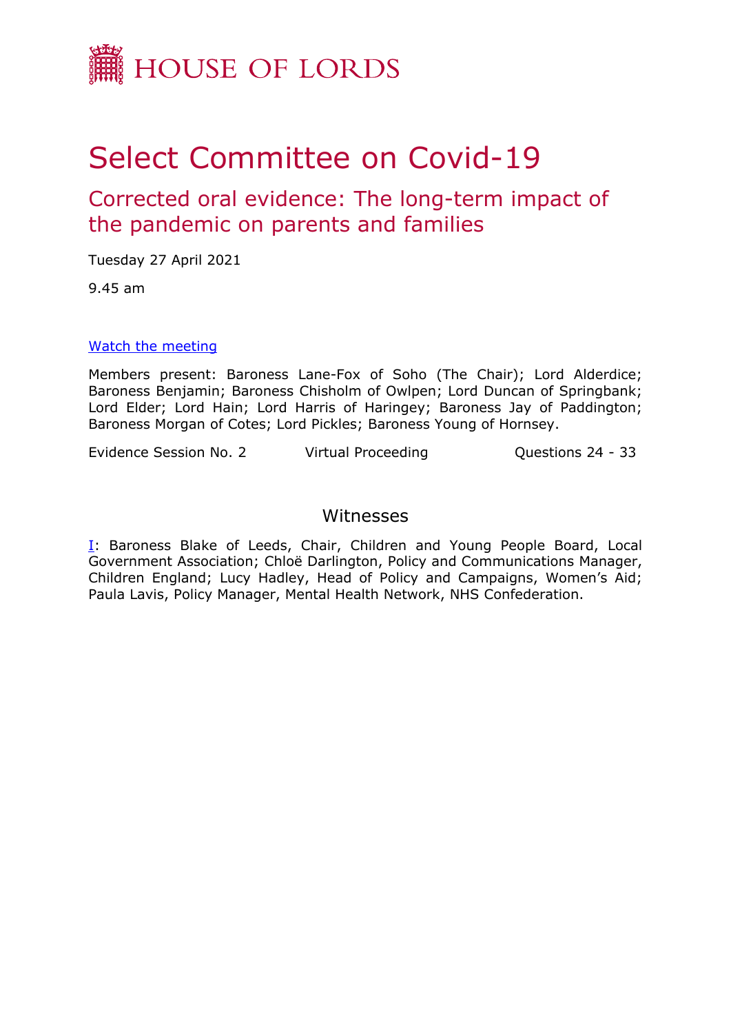HOUSE OF LORDS

# Select Committee on Covid-19

## Corrected oral evidence: The long-term impact of the pandemic on parents and families

Tuesday 27 April 2021

9.45 am

[Watch the meeting]

Members present: Baroness Lane-Fox of Soho (The Chair); Lord Alderdice; Baroness Benjamin; Baroness Chisholm of Owlpen; Lord Duncan of Springbank; Lord Elder; Lord Hain; Lord Harris of Haringey; Baroness Jay of Paddington; Baroness Morgan of Cotes; Lord Pickles; Baroness Young of Hornsey.

Evidence Session No. 2 | Virtual Proceeding | Questions 24 - 33

### Witnesses

I: Baroness Blake of Leeds, Chair, Children and Young People Board, Local Government Association; Chloë Darlington, Policy and Communications Manager, Children England; Lucy Hadley, Head of Policy and Campaigns, Women's Aid; Paula Lavis, Policy Manager, Mental Health Network, NHS Confederation.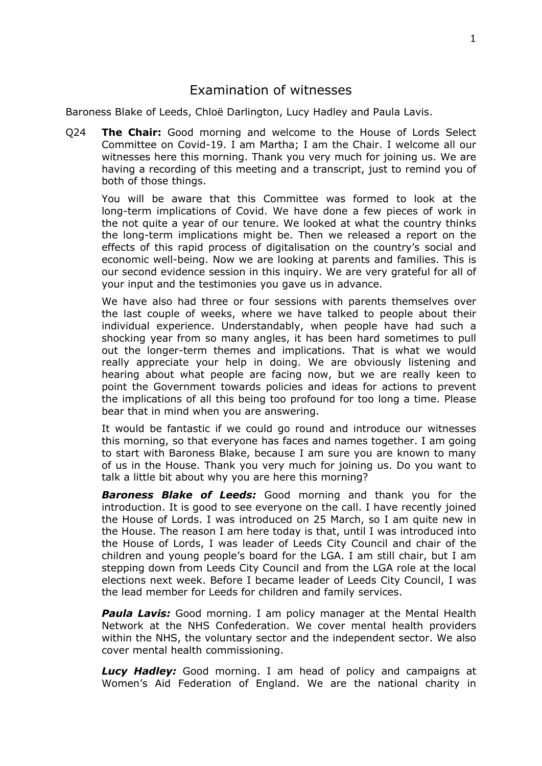# Examination of witnesses

Baroness Blake of Leeds, Chloë Darlington, Lucy Hadley and Paula Lavis.

Q24 **The Chair:** Good morning and welcome to the House of Lords Select Committee on Covid-19. I am Martha; I am the Chair. I welcome all our witnesses here this morning. Thank you very much for joining us. We are having a recording of this meeting and a transcript, just to remind you of both of those things.

You will be aware that this Committee was formed to look at the long-term implications of Covid. We have done a few pieces of work in the not quite a year of our tenure. We looked at what the country thinks the long-term implications might be. Then we released a report on the effects of this rapid process of digitalisation on the country's social and economic well-being. Now we are looking at parents and families. This is our second evidence session in this inquiry. We are very grateful for all of your input and the testimonies you gave us in advance.

We have also had three or four sessions with parents themselves over the last couple of weeks, where we have talked to people about their individual experience. Understandably, when people have had such a shocking year from so many angles, it has been hard sometimes to pull out the longer-term themes and implications. That is what we would really appreciate your help in doing. We are obviously listening and hearing about what people are facing now, but we are really keen to point the Government towards policies and ideas for actions to prevent the implications of all this being too profound for too long a time. Please bear that in mind when you are answering.

It would be fantastic if we could go round and introduce our witnesses this morning, so that everyone has faces and names together. I am going to start with Baroness Blake, because I am sure you are known to many of us in the House. Thank you very much for joining us. Do you want to talk a little bit about why you are here this morning?

***Baroness Blake of Leeds:*** Good morning and thank you for the introduction. It is good to see everyone on the call. I have recently joined the House of Lords. I was introduced on 25 March, so I am quite new in the House. The reason I am here today is that, until I was introduced into the House of Lords, I was leader of Leeds City Council and chair of the children and young people's board for the LGA. I am still chair, but I am stepping down from Leeds City Council and from the LGA role at the local elections next week. Before I became leader of Leeds City Council, I was the lead member for Leeds for children and family services.

***Paula Lavis:*** Good morning. I am policy manager at the Mental Health Network at the NHS Confederation. We cover mental health providers within the NHS, the voluntary sector and the independent sector. We also cover mental health commissioning.

***Lucy Hadley:*** Good morning. I am head of policy and campaigns at Women's Aid Federation of England. We are the national charity in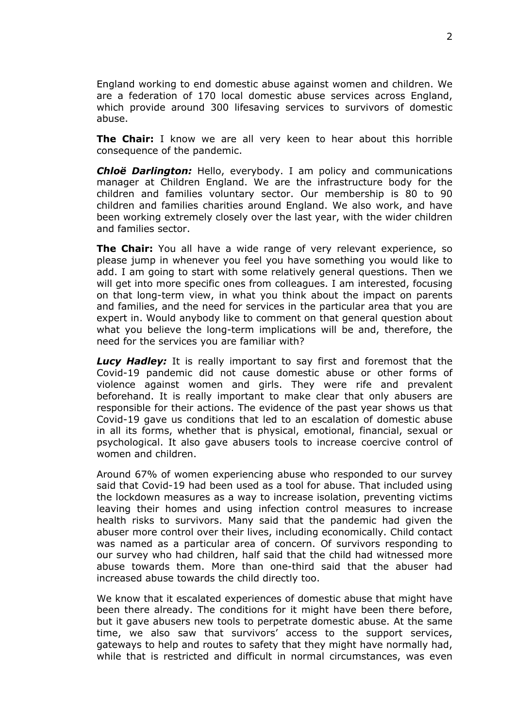England working to end domestic abuse against women and children. We are a federation of 170 local domestic abuse services across England, which provide around 300 lifesaving services to survivors of domestic abuse.

**The Chair:** I know we are all very keen to hear about this horrible consequence of the pandemic.

***Chloë Darlington:*** Hello, everybody. I am policy and communications manager at Children England. We are the infrastructure body for the children and families voluntary sector. Our membership is 80 to 90 children and families charities around England. We also work, and have been working extremely closely over the last year, with the wider children and families sector.

**The Chair:** You all have a wide range of very relevant experience, so please jump in whenever you feel you have something you would like to add. I am going to start with some relatively general questions. Then we will get into more specific ones from colleagues. I am interested, focusing on that long-term view, in what you think about the impact on parents and families, and the need for services in the particular area that you are expert in. Would anybody like to comment on that general question about what you believe the long-term implications will be and, therefore, the need for the services you are familiar with?

***Lucy Hadley:*** It is really important to say first and foremost that the Covid-19 pandemic did not cause domestic abuse or other forms of violence against women and girls. They were rife and prevalent beforehand. It is really important to make clear that only abusers are responsible for their actions. The evidence of the past year shows us that Covid-19 gave us conditions that led to an escalation of domestic abuse in all its forms, whether that is physical, emotional, financial, sexual or psychological. It also gave abusers tools to increase coercive control of women and children.

Around 67% of women experiencing abuse who responded to our survey said that Covid-19 had been used as a tool for abuse. That included using the lockdown measures as a way to increase isolation, preventing victims leaving their homes and using infection control measures to increase health risks to survivors. Many said that the pandemic had given the abuser more control over their lives, including economically. Child contact was named as a particular area of concern. Of survivors responding to our survey who had children, half said that the child had witnessed more abuse towards them. More than one-third said that the abuser had increased abuse towards the child directly too.

We know that it escalated experiences of domestic abuse that might have been there already. The conditions for it might have been there before, but it gave abusers new tools to perpetrate domestic abuse. At the same time, we also saw that survivors' access to the support services, gateways to help and routes to safety that they might have normally had, while that is restricted and difficult in normal circumstances, was even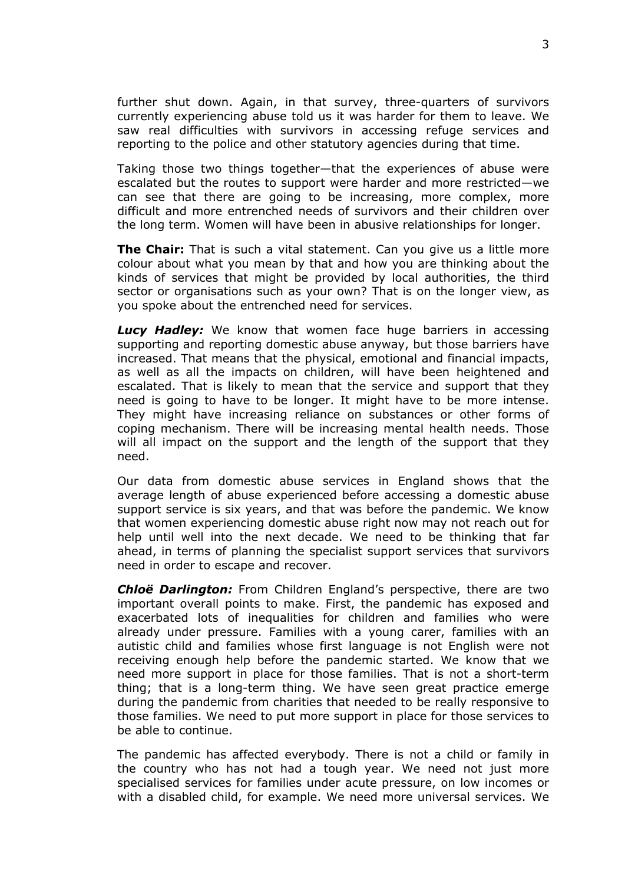further shut down. Again, in that survey, three-quarters of survivors currently experiencing abuse told us it was harder for them to leave. We saw real difficulties with survivors in accessing refuge services and reporting to the police and other statutory agencies during that time.

Taking those two things together—that the experiences of abuse were escalated but the routes to support were harder and more restricted—we can see that there are going to be increasing, more complex, more difficult and more entrenched needs of survivors and their children over the long term. Women will have been in abusive relationships for longer.

**The Chair:** That is such a vital statement. Can you give us a little more colour about what you mean by that and how you are thinking about the kinds of services that might be provided by local authorities, the third sector or organisations such as your own? That is on the longer view, as you spoke about the entrenched need for services.

***Lucy Hadley:*** We know that women face huge barriers in accessing supporting and reporting domestic abuse anyway, but those barriers have increased. That means that the physical, emotional and financial impacts, as well as all the impacts on children, will have been heightened and escalated. That is likely to mean that the service and support that they need is going to have to be longer. It might have to be more intense. They might have increasing reliance on substances or other forms of coping mechanism. There will be increasing mental health needs. Those will all impact on the support and the length of the support that they need.

Our data from domestic abuse services in England shows that the average length of abuse experienced before accessing a domestic abuse support service is six years, and that was before the pandemic. We know that women experiencing domestic abuse right now may not reach out for help until well into the next decade. We need to be thinking that far ahead, in terms of planning the specialist support services that survivors need in order to escape and recover.

***Chloë Darlington:*** From Children England's perspective, there are two important overall points to make. First, the pandemic has exposed and exacerbated lots of inequalities for children and families who were already under pressure. Families with a young carer, families with an autistic child and families whose first language is not English were not receiving enough help before the pandemic started. We know that we need more support in place for those families. That is not a short-term thing; that is a long-term thing. We have seen great practice emerge during the pandemic from charities that needed to be really responsive to those families. We need to put more support in place for those services to be able to continue.

The pandemic has affected everybody. There is not a child or family in the country who has not had a tough year. We need not just more specialised services for families under acute pressure, on low incomes or with a disabled child, for example. We need more universal services. We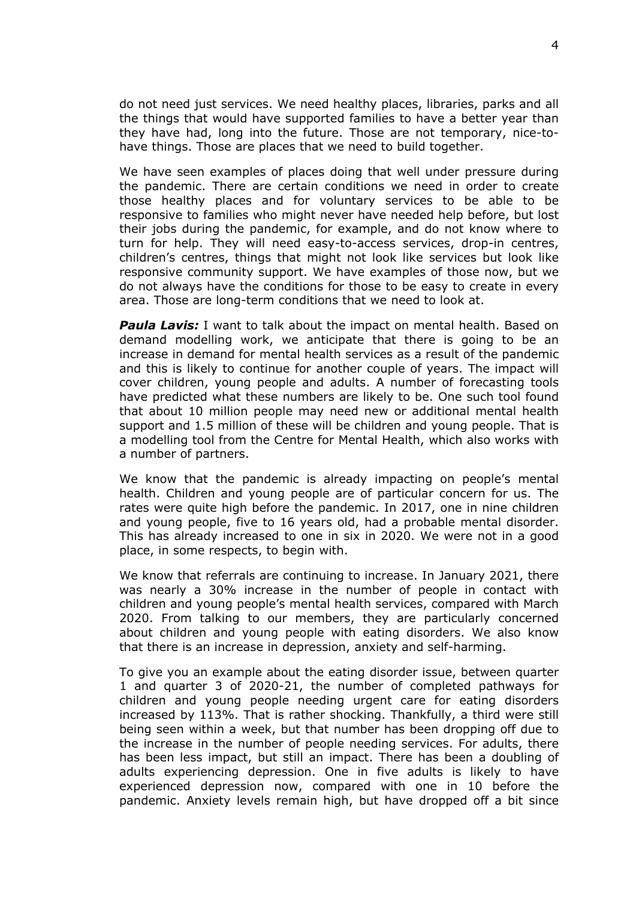do not need just services. We need healthy places, libraries, parks and all the things that would have supported families to have a better year than they have had, long into the future. Those are not temporary, nice-to-have things. Those are places that we need to build together.

We have seen examples of places doing that well under pressure during the pandemic. There are certain conditions we need in order to create those healthy places and for voluntary services to be able to be responsive to families who might never have needed help before, but lost their jobs during the pandemic, for example, and do not know where to turn for help. They will need easy-to-access services, drop-in centres, children's centres, things that might not look like services but look like responsive community support. We have examples of those now, but we do not always have the conditions for those to be easy to create in every area. Those are long-term conditions that we need to look at.

***Paula Lavis:*** I want to talk about the impact on mental health. Based on demand modelling work, we anticipate that there is going to be an increase in demand for mental health services as a result of the pandemic and this is likely to continue for another couple of years. The impact will cover children, young people and adults. A number of forecasting tools have predicted what these numbers are likely to be. One such tool found that about 10 million people may need new or additional mental health support and 1.5 million of these will be children and young people. That is a modelling tool from the Centre for Mental Health, which also works with a number of partners.

We know that the pandemic is already impacting on people's mental health. Children and young people are of particular concern for us. The rates were quite high before the pandemic. In 2017, one in nine children and young people, five to 16 years old, had a probable mental disorder. This has already increased to one in six in 2020. We were not in a good place, in some respects, to begin with.

We know that referrals are continuing to increase. In January 2021, there was nearly a 30% increase in the number of people in contact with children and young people's mental health services, compared with March 2020. From talking to our members, they are particularly concerned about children and young people with eating disorders. We also know that there is an increase in depression, anxiety and self-harming.

To give you an example about the eating disorder issue, between quarter 1 and quarter 3 of 2020-21, the number of completed pathways for children and young people needing urgent care for eating disorders increased by 113%. That is rather shocking. Thankfully, a third were still being seen within a week, but that number has been dropping off due to the increase in the number of people needing services. For adults, there has been less impact, but still an impact. There has been a doubling of adults experiencing depression. One in five adults is likely to have experienced depression now, compared with one in 10 before the pandemic. Anxiety levels remain high, but have dropped off a bit since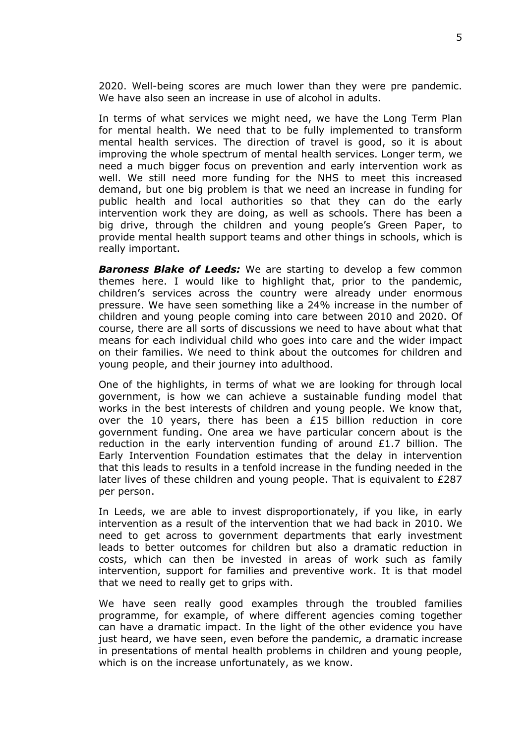2020. Well-being scores are much lower than they were pre pandemic. We have also seen an increase in use of alcohol in adults.

In terms of what services we might need, we have the Long Term Plan for mental health. We need that to be fully implemented to transform mental health services. The direction of travel is good, so it is about improving the whole spectrum of mental health services. Longer term, we need a much bigger focus on prevention and early intervention work as well. We still need more funding for the NHS to meet this increased demand, but one big problem is that we need an increase in funding for public health and local authorities so that they can do the early intervention work they are doing, as well as schools. There has been a big drive, through the children and young people's Green Paper, to provide mental health support teams and other things in schools, which is really important.

***Baroness Blake of Leeds:*** We are starting to develop a few common themes here. I would like to highlight that, prior to the pandemic, children's services across the country were already under enormous pressure. We have seen something like a 24% increase in the number of children and young people coming into care between 2010 and 2020. Of course, there are all sorts of discussions we need to have about what that means for each individual child who goes into care and the wider impact on their families. We need to think about the outcomes for children and young people, and their journey into adulthood.

One of the highlights, in terms of what we are looking for through local government, is how we can achieve a sustainable funding model that works in the best interests of children and young people. We know that, over the 10 years, there has been a £15 billion reduction in core government funding. One area we have particular concern about is the reduction in the early intervention funding of around £1.7 billion. The Early Intervention Foundation estimates that the delay in intervention that this leads to results in a tenfold increase in the funding needed in the later lives of these children and young people. That is equivalent to £287 per person.

In Leeds, we are able to invest disproportionately, if you like, in early intervention as a result of the intervention that we had back in 2010. We need to get across to government departments that early investment leads to better outcomes for children but also a dramatic reduction in costs, which can then be invested in areas of work such as family intervention, support for families and preventive work. It is that model that we need to really get to grips with.

We have seen really good examples through the troubled families programme, for example, of where different agencies coming together can have a dramatic impact. In the light of the other evidence you have just heard, we have seen, even before the pandemic, a dramatic increase in presentations of mental health problems in children and young people, which is on the increase unfortunately, as we know.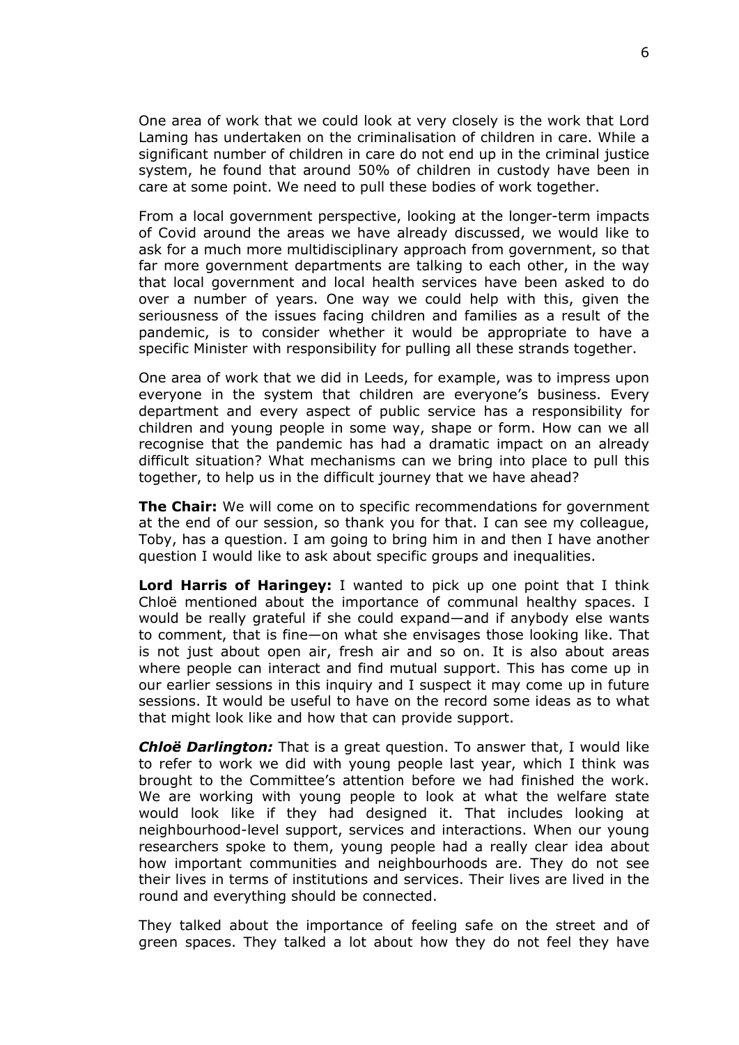One area of work that we could look at very closely is the work that Lord Laming has undertaken on the criminalisation of children in care. While a significant number of children in care do not end up in the criminal justice system, he found that around 50% of children in custody have been in care at some point. We need to pull these bodies of work together.

From a local government perspective, looking at the longer-term impacts of Covid around the areas we have already discussed, we would like to ask for a much more multidisciplinary approach from government, so that far more government departments are talking to each other, in the way that local government and local health services have been asked to do over a number of years. One way we could help with this, given the seriousness of the issues facing children and families as a result of the pandemic, is to consider whether it would be appropriate to have a specific Minister with responsibility for pulling all these strands together.

One area of work that we did in Leeds, for example, was to impress upon everyone in the system that children are everyone's business. Every department and every aspect of public service has a responsibility for children and young people in some way, shape or form. How can we all recognise that the pandemic has had a dramatic impact on an already difficult situation? What mechanisms can we bring into place to pull this together, to help us in the difficult journey that we have ahead?

**The Chair:** We will come on to specific recommendations for government at the end of our session, so thank you for that. I can see my colleague, Toby, has a question. I am going to bring him in and then I have another question I would like to ask about specific groups and inequalities.

**Lord Harris of Haringey:** I wanted to pick up one point that I think Chloë mentioned about the importance of communal healthy spaces. I would be really grateful if she could expand—and if anybody else wants to comment, that is fine—on what she envisages those looking like. That is not just about open air, fresh air and so on. It is also about areas where people can interact and find mutual support. This has come up in our earlier sessions in this inquiry and I suspect it may come up in future sessions. It would be useful to have on the record some ideas as to what that might look like and how that can provide support.

***Chloë Darlington:*** That is a great question. To answer that, I would like to refer to work we did with young people last year, which I think was brought to the Committee's attention before we had finished the work. We are working with young people to look at what the welfare state would look like if they had designed it. That includes looking at neighbourhood-level support, services and interactions. When our young researchers spoke to them, young people had a really clear idea about how important communities and neighbourhoods are. They do not see their lives in terms of institutions and services. Their lives are lived in the round and everything should be connected.

They talked about the importance of feeling safe on the street and of green spaces. They talked a lot about how they do not feel they have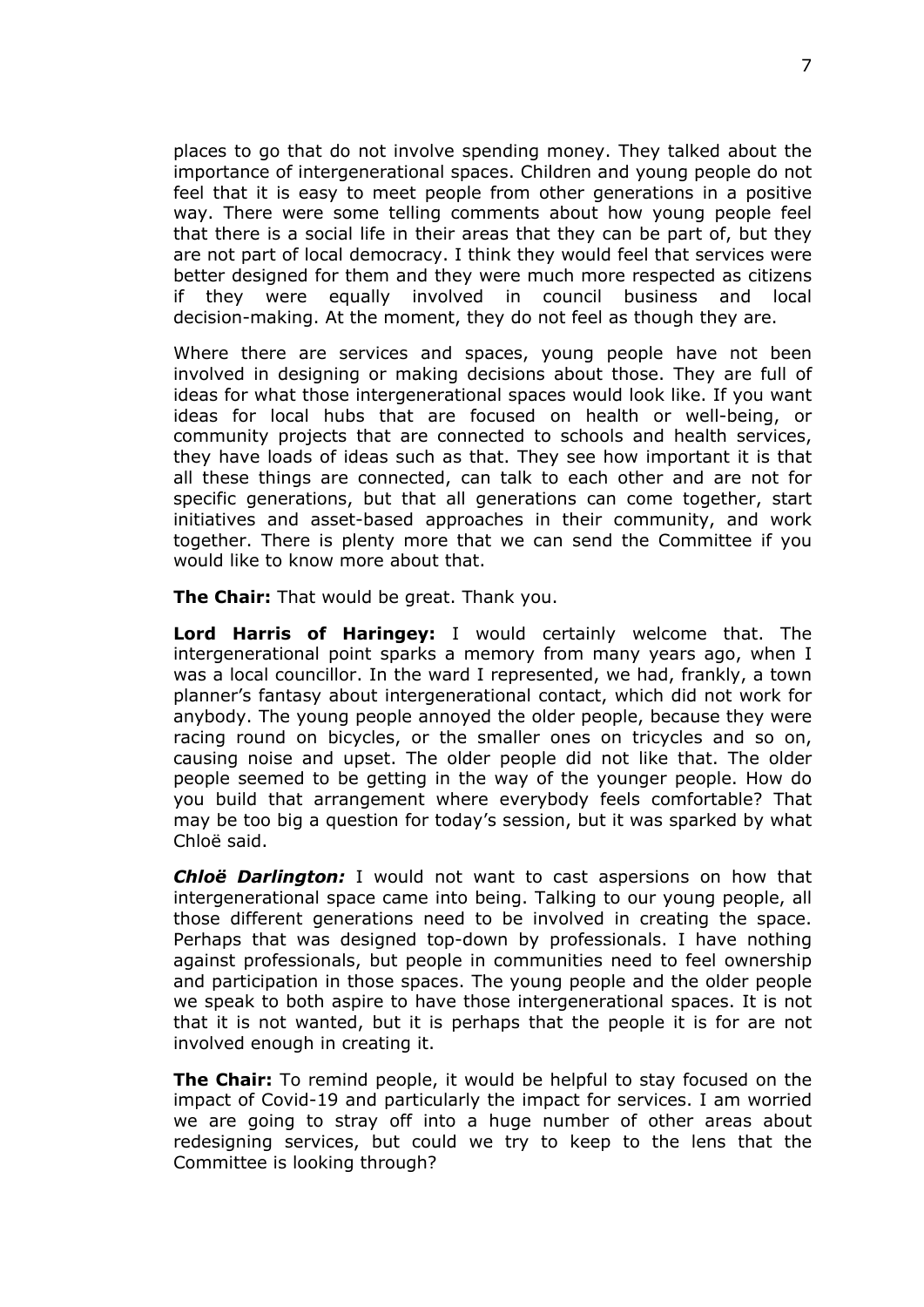places to go that do not involve spending money. They talked about the importance of intergenerational spaces. Children and young people do not feel that it is easy to meet people from other generations in a positive way. There were some telling comments about how young people feel that there is a social life in their areas that they can be part of, but they are not part of local democracy. I think they would feel that services were better designed for them and they were much more respected as citizens if they were equally involved in council business and local decision-making. At the moment, they do not feel as though they are.

Where there are services and spaces, young people have not been involved in designing or making decisions about those. They are full of ideas for what those intergenerational spaces would look like. If you want ideas for local hubs that are focused on health or well-being, or community projects that are connected to schools and health services, they have loads of ideas such as that. They see how important it is that all these things are connected, can talk to each other and are not for specific generations, but that all generations can come together, start initiatives and asset-based approaches in their community, and work together. There is plenty more that we can send the Committee if you would like to know more about that.

**The Chair:** That would be great. Thank you.

**Lord Harris of Haringey:** I would certainly welcome that. The intergenerational point sparks a memory from many years ago, when I was a local councillor. In the ward I represented, we had, frankly, a town planner's fantasy about intergenerational contact, which did not work for anybody. The young people annoyed the older people, because they were racing round on bicycles, or the smaller ones on tricycles and so on, causing noise and upset. The older people did not like that. The older people seemed to be getting in the way of the younger people. How do you build that arrangement where everybody feels comfortable? That may be too big a question for today's session, but it was sparked by what Chloë said.

***Chloë Darlington:*** I would not want to cast aspersions on how that intergenerational space came into being. Talking to our young people, all those different generations need to be involved in creating the space. Perhaps that was designed top-down by professionals. I have nothing against professionals, but people in communities need to feel ownership and participation in those spaces. The young people and the older people we speak to both aspire to have those intergenerational spaces. It is not that it is not wanted, but it is perhaps that the people it is for are not involved enough in creating it.

**The Chair:** To remind people, it would be helpful to stay focused on the impact of Covid-19 and particularly the impact for services. I am worried we are going to stray off into a huge number of other areas about redesigning services, but could we try to keep to the lens that the Committee is looking through?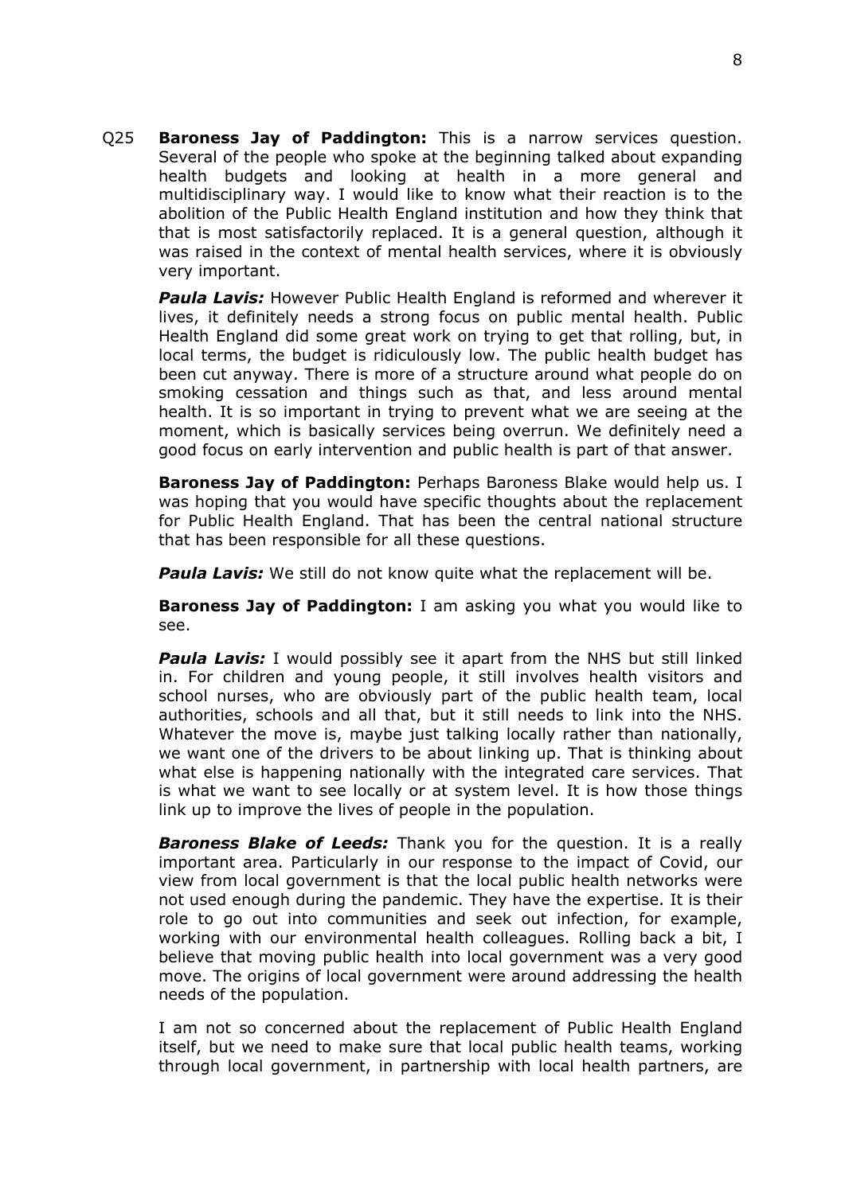Q25 **Baroness Jay of Paddington:** This is a narrow services question. Several of the people who spoke at the beginning talked about expanding health budgets and looking at health in a more general and multidisciplinary way. I would like to know what their reaction is to the abolition of the Public Health England institution and how they think that that is most satisfactorily replaced. It is a general question, although it was raised in the context of mental health services, where it is obviously very important.

***Paula Lavis:*** However Public Health England is reformed and wherever it lives, it definitely needs a strong focus on public mental health. Public Health England did some great work on trying to get that rolling, but, in local terms, the budget is ridiculously low. The public health budget has been cut anyway. There is more of a structure around what people do on smoking cessation and things such as that, and less around mental health. It is so important in trying to prevent what we are seeing at the moment, which is basically services being overrun. We definitely need a good focus on early intervention and public health is part of that answer.

**Baroness Jay of Paddington:** Perhaps Baroness Blake would help us. I was hoping that you would have specific thoughts about the replacement for Public Health England. That has been the central national structure that has been responsible for all these questions.

***Paula Lavis:*** We still do not know quite what the replacement will be.

**Baroness Jay of Paddington:** I am asking you what you would like to see.

***Paula Lavis:*** I would possibly see it apart from the NHS but still linked in. For children and young people, it still involves health visitors and school nurses, who are obviously part of the public health team, local authorities, schools and all that, but it still needs to link into the NHS. Whatever the move is, maybe just talking locally rather than nationally, we want one of the drivers to be about linking up. That is thinking about what else is happening nationally with the integrated care services. That is what we want to see locally or at system level. It is how those things link up to improve the lives of people in the population.

***Baroness Blake of Leeds:*** Thank you for the question. It is a really important area. Particularly in our response to the impact of Covid, our view from local government is that the local public health networks were not used enough during the pandemic. They have the expertise. It is their role to go out into communities and seek out infection, for example, working with our environmental health colleagues. Rolling back a bit, I believe that moving public health into local government was a very good move. The origins of local government were around addressing the health needs of the population.

I am not so concerned about the replacement of Public Health England itself, but we need to make sure that local public health teams, working through local government, in partnership with local health partners, are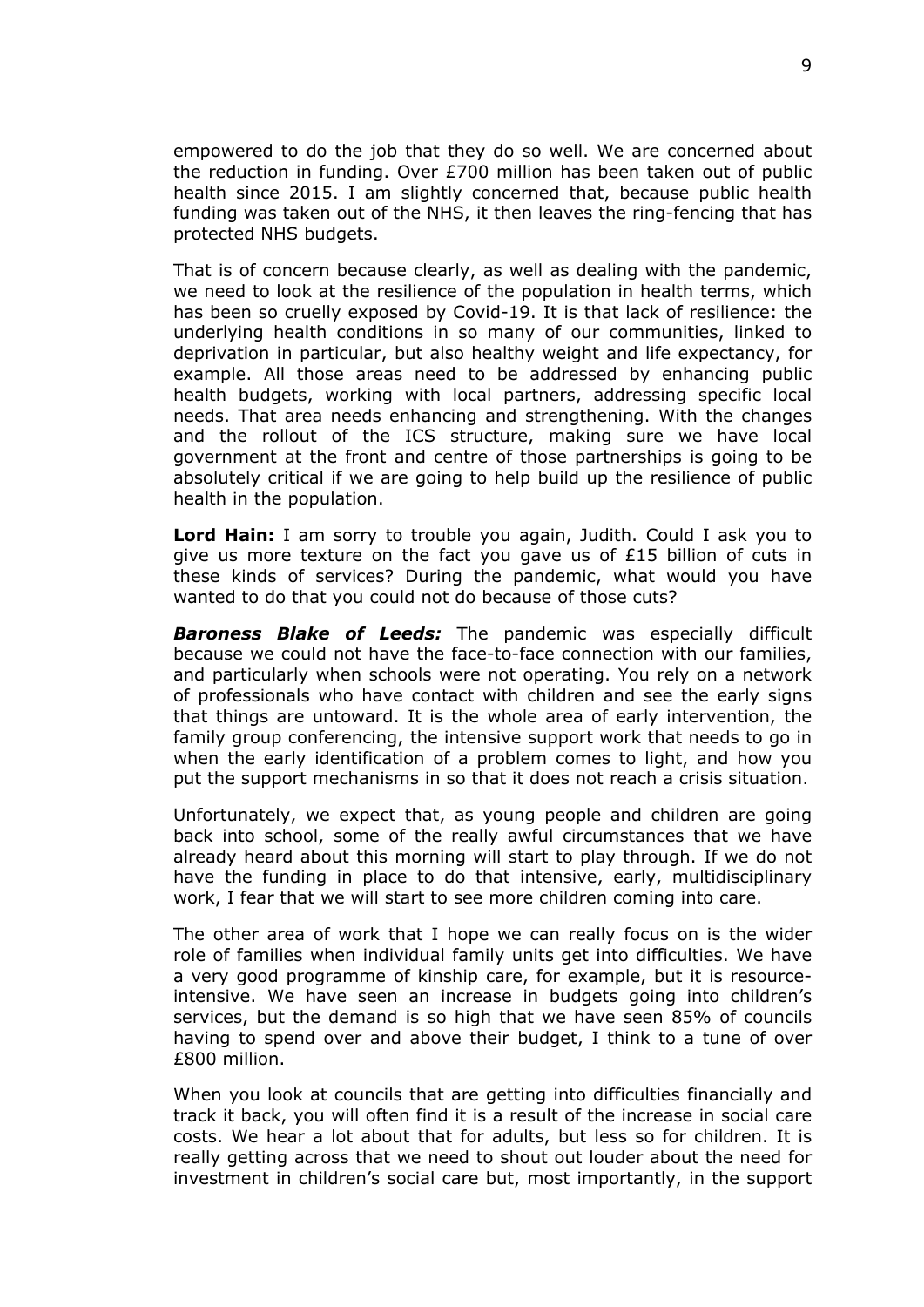empowered to do the job that they do so well. We are concerned about the reduction in funding. Over £700 million has been taken out of public health since 2015. I am slightly concerned that, because public health funding was taken out of the NHS, it then leaves the ring-fencing that has protected NHS budgets.

That is of concern because clearly, as well as dealing with the pandemic, we need to look at the resilience of the population in health terms, which has been so cruelly exposed by Covid-19. It is that lack of resilience: the underlying health conditions in so many of our communities, linked to deprivation in particular, but also healthy weight and life expectancy, for example. All those areas need to be addressed by enhancing public health budgets, working with local partners, addressing specific local needs. That area needs enhancing and strengthening. With the changes and the rollout of the ICS structure, making sure we have local government at the front and centre of those partnerships is going to be absolutely critical if we are going to help build up the resilience of public health in the population.

**Lord Hain:** I am sorry to trouble you again, Judith. Could I ask you to give us more texture on the fact you gave us of £15 billion of cuts in these kinds of services? During the pandemic, what would you have wanted to do that you could not do because of those cuts?

***Baroness Blake of Leeds:*** The pandemic was especially difficult because we could not have the face-to-face connection with our families, and particularly when schools were not operating. You rely on a network of professionals who have contact with children and see the early signs that things are untoward. It is the whole area of early intervention, the family group conferencing, the intensive support work that needs to go in when the early identification of a problem comes to light, and how you put the support mechanisms in so that it does not reach a crisis situation.

Unfortunately, we expect that, as young people and children are going back into school, some of the really awful circumstances that we have already heard about this morning will start to play through. If we do not have the funding in place to do that intensive, early, multidisciplinary work, I fear that we will start to see more children coming into care.

The other area of work that I hope we can really focus on is the wider role of families when individual family units get into difficulties. We have a very good programme of kinship care, for example, but it is resource-intensive. We have seen an increase in budgets going into children's services, but the demand is so high that we have seen 85% of councils having to spend over and above their budget, I think to a tune of over £800 million.

When you look at councils that are getting into difficulties financially and track it back, you will often find it is a result of the increase in social care costs. We hear a lot about that for adults, but less so for children. It is really getting across that we need to shout out louder about the need for investment in children's social care but, most importantly, in the support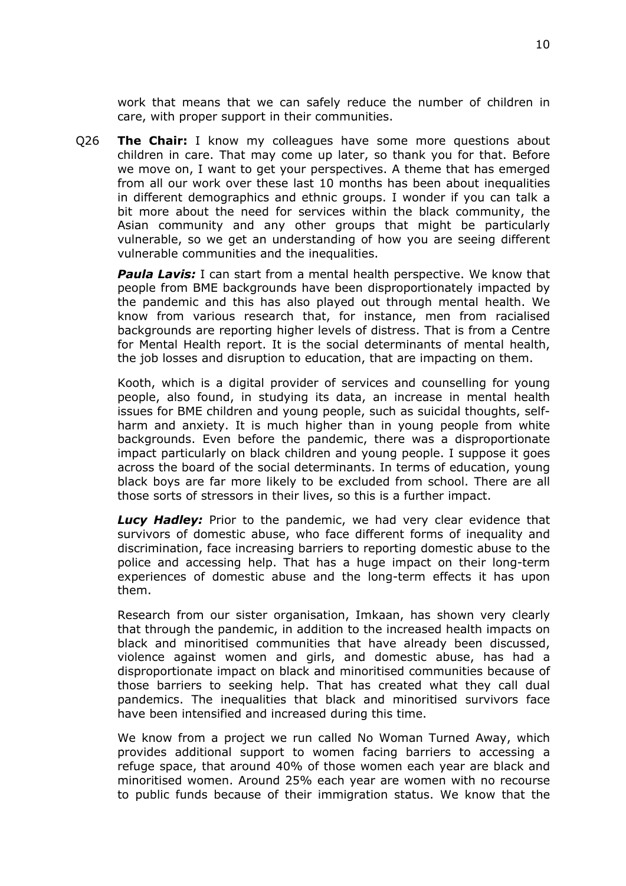work that means that we can safely reduce the number of children in care, with proper support in their communities.

Q26 **The Chair:** I know my colleagues have some more questions about children in care. That may come up later, so thank you for that. Before we move on, I want to get your perspectives. A theme that has emerged from all our work over these last 10 months has been about inequalities in different demographics and ethnic groups. I wonder if you can talk a bit more about the need for services within the black community, the Asian community and any other groups that might be particularly vulnerable, so we get an understanding of how you are seeing different vulnerable communities and the inequalities.

***Paula Lavis:*** I can start from a mental health perspective. We know that people from BME backgrounds have been disproportionately impacted by the pandemic and this has also played out through mental health. We know from various research that, for instance, men from racialised backgrounds are reporting higher levels of distress. That is from a Centre for Mental Health report. It is the social determinants of mental health, the job losses and disruption to education, that are impacting on them.

Kooth, which is a digital provider of services and counselling for young people, also found, in studying its data, an increase in mental health issues for BME children and young people, such as suicidal thoughts, self-harm and anxiety. It is much higher than in young people from white backgrounds. Even before the pandemic, there was a disproportionate impact particularly on black children and young people. I suppose it goes across the board of the social determinants. In terms of education, young black boys are far more likely to be excluded from school. There are all those sorts of stressors in their lives, so this is a further impact.

***Lucy Hadley:*** Prior to the pandemic, we had very clear evidence that survivors of domestic abuse, who face different forms of inequality and discrimination, face increasing barriers to reporting domestic abuse to the police and accessing help. That has a huge impact on their long-term experiences of domestic abuse and the long-term effects it has upon them.

Research from our sister organisation, Imkaan, has shown very clearly that through the pandemic, in addition to the increased health impacts on black and minoritised communities that have already been discussed, violence against women and girls, and domestic abuse, has had a disproportionate impact on black and minoritised communities because of those barriers to seeking help. That has created what they call dual pandemics. The inequalities that black and minoritised survivors face have been intensified and increased during this time.

We know from a project we run called No Woman Turned Away, which provides additional support to women facing barriers to accessing a refuge space, that around 40% of those women each year are black and minoritised women. Around 25% each year are women with no recourse to public funds because of their immigration status. We know that the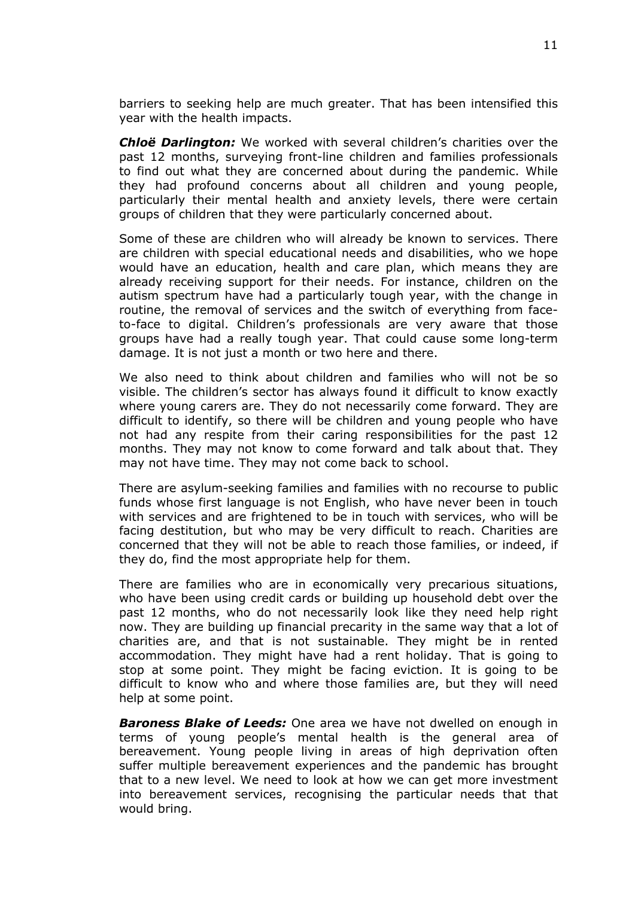barriers to seeking help are much greater. That has been intensified this year with the health impacts.

***Chloë Darlington:*** We worked with several children's charities over the past 12 months, surveying front-line children and families professionals to find out what they are concerned about during the pandemic. While they had profound concerns about all children and young people, particularly their mental health and anxiety levels, there were certain groups of children that they were particularly concerned about.

Some of these are children who will already be known to services. There are children with special educational needs and disabilities, who we hope would have an education, health and care plan, which means they are already receiving support for their needs. For instance, children on the autism spectrum have had a particularly tough year, with the change in routine, the removal of services and the switch of everything from face-to-face to digital. Children's professionals are very aware that those groups have had a really tough year. That could cause some long-term damage. It is not just a month or two here and there.

We also need to think about children and families who will not be so visible. The children's sector has always found it difficult to know exactly where young carers are. They do not necessarily come forward. They are difficult to identify, so there will be children and young people who have not had any respite from their caring responsibilities for the past 12 months. They may not know to come forward and talk about that. They may not have time. They may not come back to school.

There are asylum-seeking families and families with no recourse to public funds whose first language is not English, who have never been in touch with services and are frightened to be in touch with services, who will be facing destitution, but who may be very difficult to reach. Charities are concerned that they will not be able to reach those families, or indeed, if they do, find the most appropriate help for them.

There are families who are in economically very precarious situations, who have been using credit cards or building up household debt over the past 12 months, who do not necessarily look like they need help right now. They are building up financial precarity in the same way that a lot of charities are, and that is not sustainable. They might be in rented accommodation. They might have had a rent holiday. That is going to stop at some point. They might be facing eviction. It is going to be difficult to know who and where those families are, but they will need help at some point.

***Baroness Blake of Leeds:*** One area we have not dwelled on enough in terms of young people's mental health is the general area of bereavement. Young people living in areas of high deprivation often suffer multiple bereavement experiences and the pandemic has brought that to a new level. We need to look at how we can get more investment into bereavement services, recognising the particular needs that that would bring.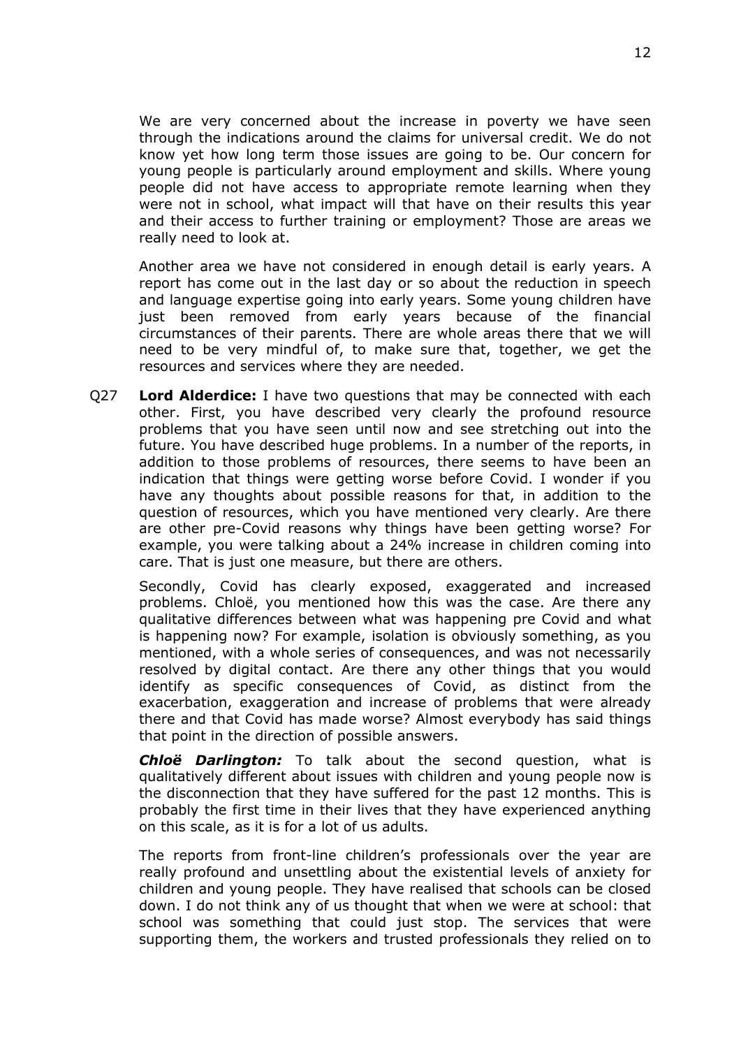We are very concerned about the increase in poverty we have seen through the indications around the claims for universal credit. We do not know yet how long term those issues are going to be. Our concern for young people is particularly around employment and skills. Where young people did not have access to appropriate remote learning when they were not in school, what impact will that have on their results this year and their access to further training or employment? Those are areas we really need to look at.

Another area we have not considered in enough detail is early years. A report has come out in the last day or so about the reduction in speech and language expertise going into early years. Some young children have just been removed from early years because of the financial circumstances of their parents. There are whole areas there that we will need to be very mindful of, to make sure that, together, we get the resources and services where they are needed.

Q27 **Lord Alderdice:** I have two questions that may be connected with each other. First, you have described very clearly the profound resource problems that you have seen until now and see stretching out into the future. You have described huge problems. In a number of the reports, in addition to those problems of resources, there seems to have been an indication that things were getting worse before Covid. I wonder if you have any thoughts about possible reasons for that, in addition to the question of resources, which you have mentioned very clearly. Are there are other pre-Covid reasons why things have been getting worse? For example, you were talking about a 24% increase in children coming into care. That is just one measure, but there are others.

Secondly, Covid has clearly exposed, exaggerated and increased problems. Chloë, you mentioned how this was the case. Are there any qualitative differences between what was happening pre Covid and what is happening now? For example, isolation is obviously something, as you mentioned, with a whole series of consequences, and was not necessarily resolved by digital contact. Are there any other things that you would identify as specific consequences of Covid, as distinct from the exacerbation, exaggeration and increase of problems that were already there and that Covid has made worse? Almost everybody has said things that point in the direction of possible answers.

***Chloë Darlington:*** To talk about the second question, what is qualitatively different about issues with children and young people now is the disconnection that they have suffered for the past 12 months. This is probably the first time in their lives that they have experienced anything on this scale, as it is for a lot of us adults.

The reports from front-line children's professionals over the year are really profound and unsettling about the existential levels of anxiety for children and young people. They have realised that schools can be closed down. I do not think any of us thought that when we were at school: that school was something that could just stop. The services that were supporting them, the workers and trusted professionals they relied on to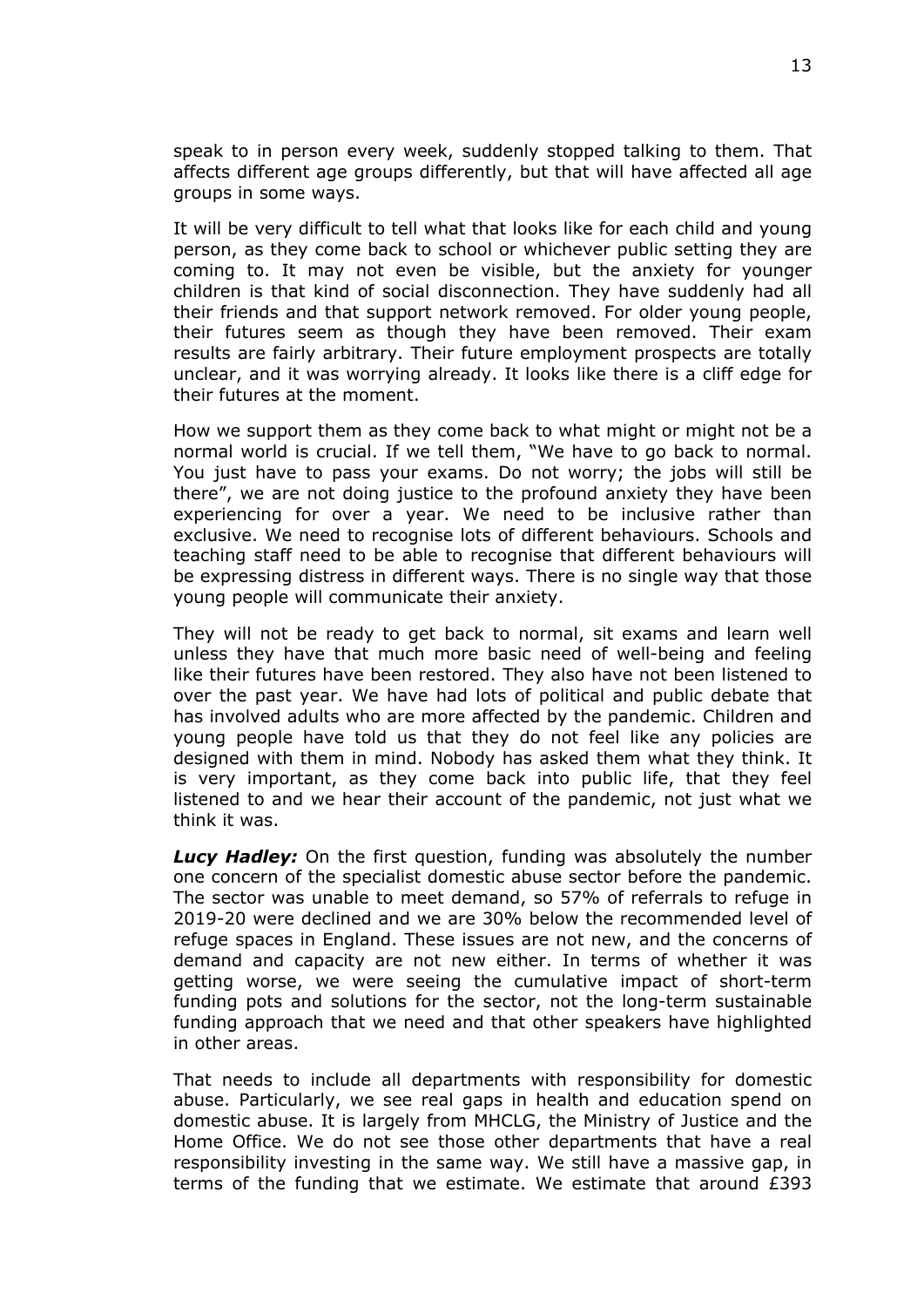speak to in person every week, suddenly stopped talking to them. That affects different age groups differently, but that will have affected all age groups in some ways.

It will be very difficult to tell what that looks like for each child and young person, as they come back to school or whichever public setting they are coming to. It may not even be visible, but the anxiety for younger children is that kind of social disconnection. They have suddenly had all their friends and that support network removed. For older young people, their futures seem as though they have been removed. Their exam results are fairly arbitrary. Their future employment prospects are totally unclear, and it was worrying already. It looks like there is a cliff edge for their futures at the moment.

How we support them as they come back to what might or might not be a normal world is crucial. If we tell them, "We have to go back to normal. You just have to pass your exams. Do not worry; the jobs will still be there", we are not doing justice to the profound anxiety they have been experiencing for over a year. We need to be inclusive rather than exclusive. We need to recognise lots of different behaviours. Schools and teaching staff need to be able to recognise that different behaviours will be expressing distress in different ways. There is no single way that those young people will communicate their anxiety.

They will not be ready to get back to normal, sit exams and learn well unless they have that much more basic need of well-being and feeling like their futures have been restored. They also have not been listened to over the past year. We have had lots of political and public debate that has involved adults who are more affected by the pandemic. Children and young people have told us that they do not feel like any policies are designed with them in mind. Nobody has asked them what they think. It is very important, as they come back into public life, that they feel listened to and we hear their account of the pandemic, not just what we think it was.

***Lucy Hadley:*** On the first question, funding was absolutely the number one concern of the specialist domestic abuse sector before the pandemic. The sector was unable to meet demand, so 57% of referrals to refuge in 2019-20 were declined and we are 30% below the recommended level of refuge spaces in England. These issues are not new, and the concerns of demand and capacity are not new either. In terms of whether it was getting worse, we were seeing the cumulative impact of short-term funding pots and solutions for the sector, not the long-term sustainable funding approach that we need and that other speakers have highlighted in other areas.

That needs to include all departments with responsibility for domestic abuse. Particularly, we see real gaps in health and education spend on domestic abuse. It is largely from MHCLG, the Ministry of Justice and the Home Office. We do not see those other departments that have a real responsibility investing in the same way. We still have a massive gap, in terms of the funding that we estimate. We estimate that around £393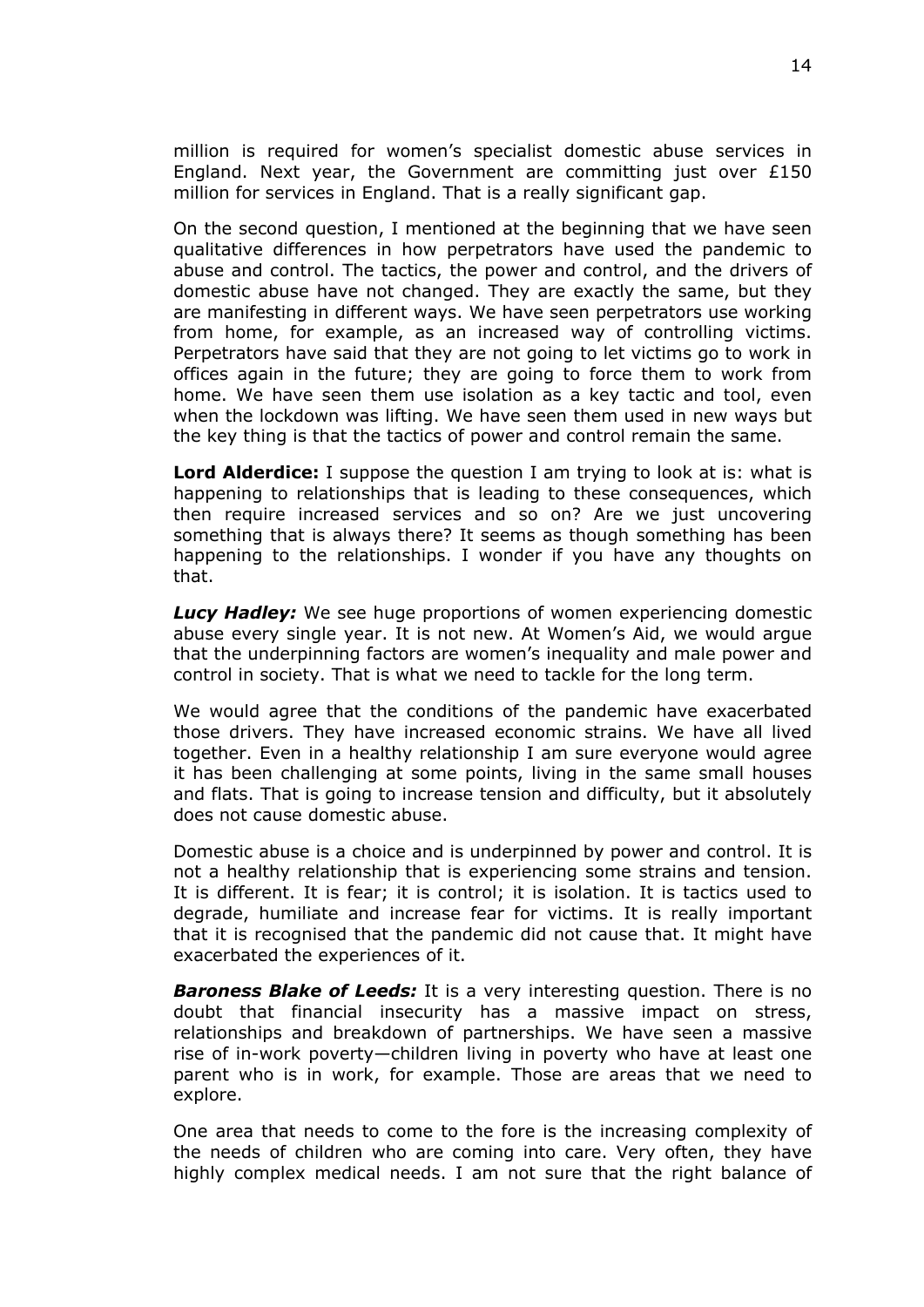million is required for women's specialist domestic abuse services in England. Next year, the Government are committing just over £150 million for services in England. That is a really significant gap.

On the second question, I mentioned at the beginning that we have seen qualitative differences in how perpetrators have used the pandemic to abuse and control. The tactics, the power and control, and the drivers of domestic abuse have not changed. They are exactly the same, but they are manifesting in different ways. We have seen perpetrators use working from home, for example, as an increased way of controlling victims. Perpetrators have said that they are not going to let victims go to work in offices again in the future; they are going to force them to work from home. We have seen them use isolation as a key tactic and tool, even when the lockdown was lifting. We have seen them used in new ways but the key thing is that the tactics of power and control remain the same.

**Lord Alderdice:** I suppose the question I am trying to look at is: what is happening to relationships that is leading to these consequences, which then require increased services and so on? Are we just uncovering something that is always there? It seems as though something has been happening to the relationships. I wonder if you have any thoughts on that.

***Lucy Hadley:*** We see huge proportions of women experiencing domestic abuse every single year. It is not new. At Women's Aid, we would argue that the underpinning factors are women's inequality and male power and control in society. That is what we need to tackle for the long term.

We would agree that the conditions of the pandemic have exacerbated those drivers. They have increased economic strains. We have all lived together. Even in a healthy relationship I am sure everyone would agree it has been challenging at some points, living in the same small houses and flats. That is going to increase tension and difficulty, but it absolutely does not cause domestic abuse.

Domestic abuse is a choice and is underpinned by power and control. It is not a healthy relationship that is experiencing some strains and tension. It is different. It is fear; it is control; it is isolation. It is tactics used to degrade, humiliate and increase fear for victims. It is really important that it is recognised that the pandemic did not cause that. It might have exacerbated the experiences of it.

***Baroness Blake of Leeds:*** It is a very interesting question. There is no doubt that financial insecurity has a massive impact on stress, relationships and breakdown of partnerships. We have seen a massive rise of in-work poverty—children living in poverty who have at least one parent who is in work, for example. Those are areas that we need to explore.

One area that needs to come to the fore is the increasing complexity of the needs of children who are coming into care. Very often, they have highly complex medical needs. I am not sure that the right balance of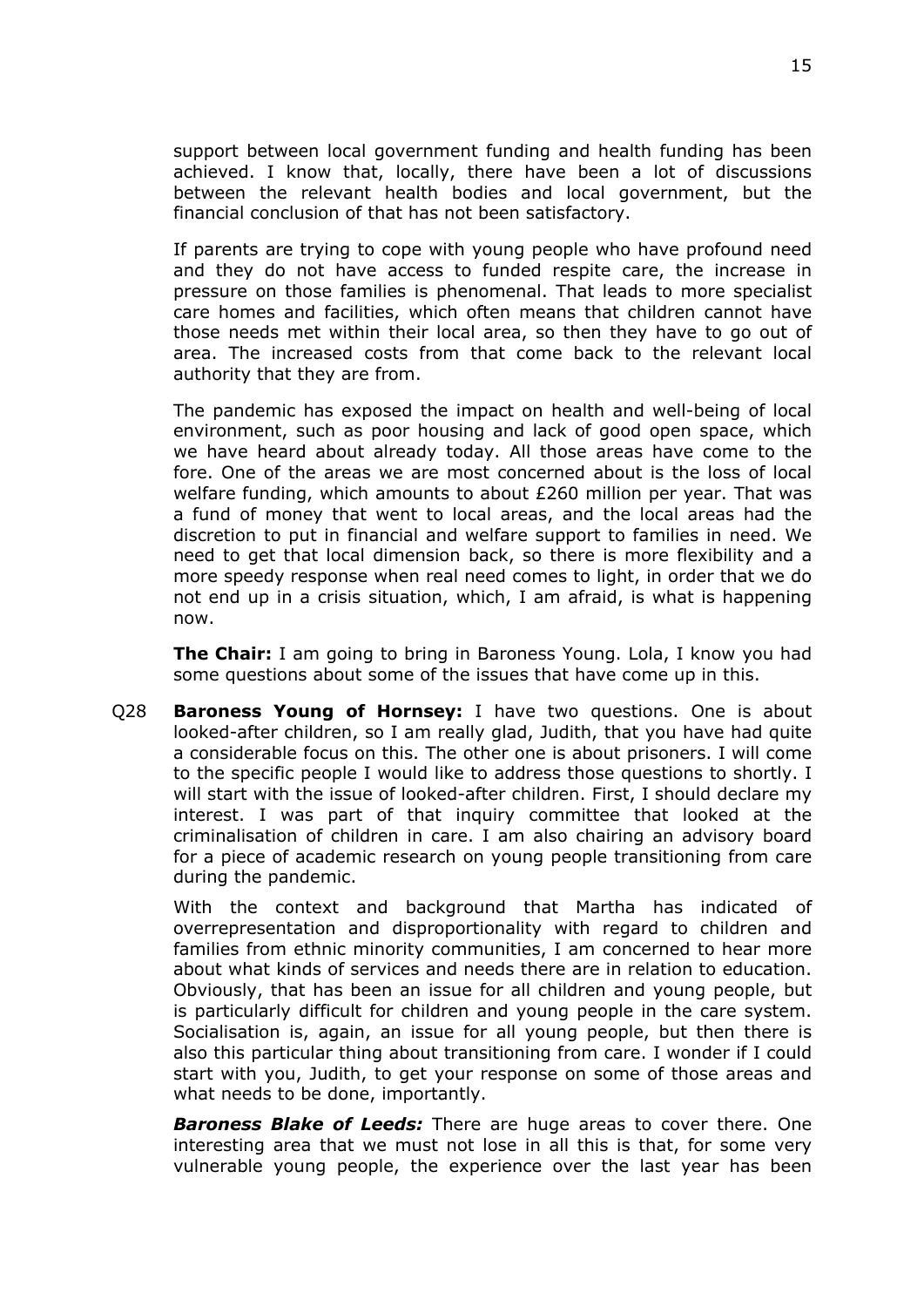support between local government funding and health funding has been achieved. I know that, locally, there have been a lot of discussions between the relevant health bodies and local government, but the financial conclusion of that has not been satisfactory.

If parents are trying to cope with young people who have profound need and they do not have access to funded respite care, the increase in pressure on those families is phenomenal. That leads to more specialist care homes and facilities, which often means that children cannot have those needs met within their local area, so then they have to go out of area. The increased costs from that come back to the relevant local authority that they are from.

The pandemic has exposed the impact on health and well-being of local environment, such as poor housing and lack of good open space, which we have heard about already today. All those areas have come to the fore. One of the areas we are most concerned about is the loss of local welfare funding, which amounts to about £260 million per year. That was a fund of money that went to local areas, and the local areas had the discretion to put in financial and welfare support to families in need. We need to get that local dimension back, so there is more flexibility and a more speedy response when real need comes to light, in order that we do not end up in a crisis situation, which, I am afraid, is what is happening now.

**The Chair:** I am going to bring in Baroness Young. Lola, I know you had some questions about some of the issues that have come up in this.

Q28 **Baroness Young of Hornsey:** I have two questions. One is about looked-after children, so I am really glad, Judith, that you have had quite a considerable focus on this. The other one is about prisoners. I will come to the specific people I would like to address those questions to shortly. I will start with the issue of looked-after children. First, I should declare my interest. I was part of that inquiry committee that looked at the criminalisation of children in care. I am also chairing an advisory board for a piece of academic research on young people transitioning from care during the pandemic.

With the context and background that Martha has indicated of overrepresentation and disproportionality with regard to children and families from ethnic minority communities, I am concerned to hear more about what kinds of services and needs there are in relation to education. Obviously, that has been an issue for all children and young people, but is particularly difficult for children and young people in the care system. Socialisation is, again, an issue for all young people, but then there is also this particular thing about transitioning from care. I wonder if I could start with you, Judith, to get your response on some of those areas and what needs to be done, importantly.

***Baroness Blake of Leeds:*** There are huge areas to cover there. One interesting area that we must not lose in all this is that, for some very vulnerable young people, the experience over the last year has been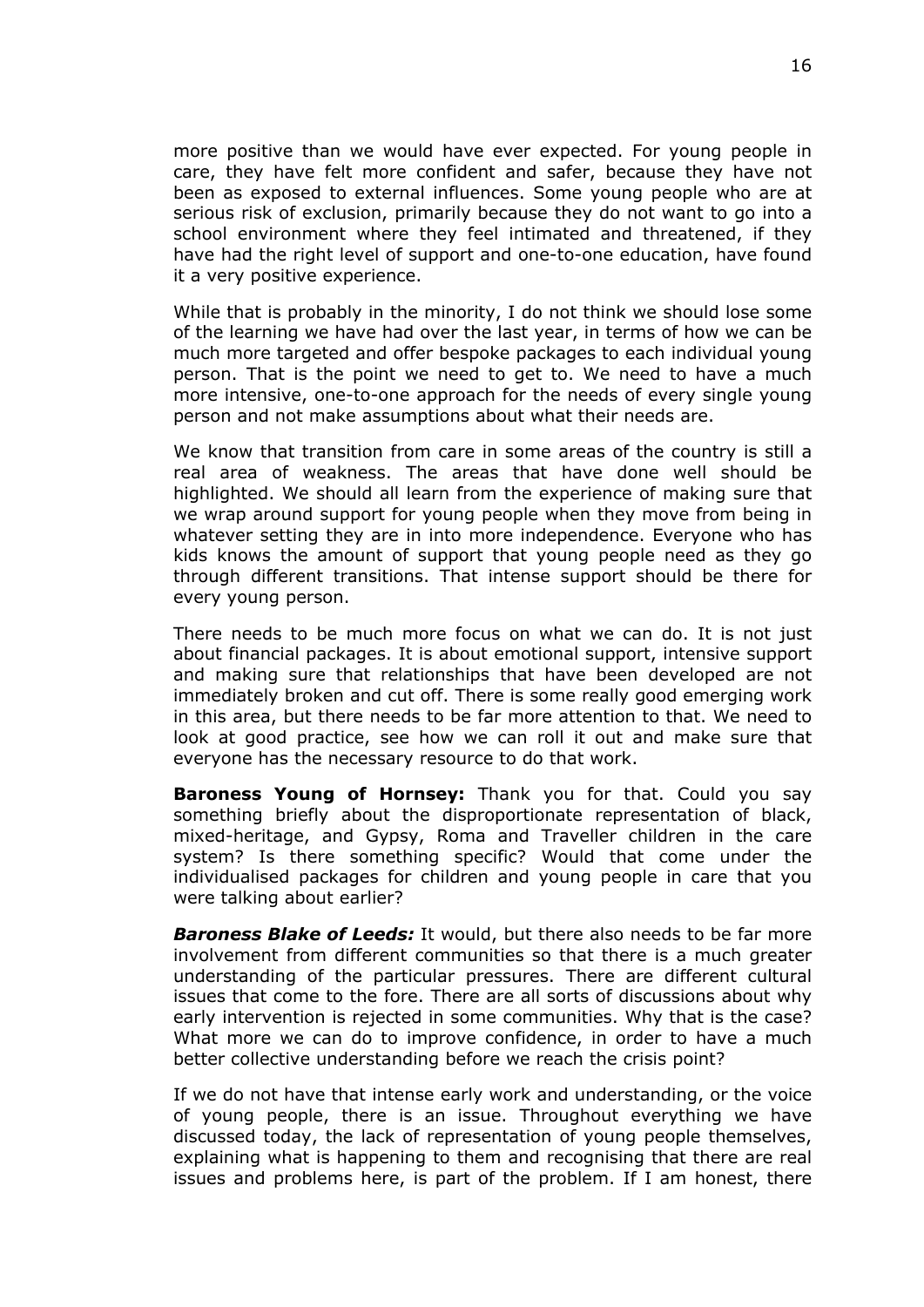more positive than we would have ever expected. For young people in care, they have felt more confident and safer, because they have not been as exposed to external influences. Some young people who are at serious risk of exclusion, primarily because they do not want to go into a school environment where they feel intimated and threatened, if they have had the right level of support and one-to-one education, have found it a very positive experience.

While that is probably in the minority, I do not think we should lose some of the learning we have had over the last year, in terms of how we can be much more targeted and offer bespoke packages to each individual young person. That is the point we need to get to. We need to have a much more intensive, one-to-one approach for the needs of every single young person and not make assumptions about what their needs are.

We know that transition from care in some areas of the country is still a real area of weakness. The areas that have done well should be highlighted. We should all learn from the experience of making sure that we wrap around support for young people when they move from being in whatever setting they are in into more independence. Everyone who has kids knows the amount of support that young people need as they go through different transitions. That intense support should be there for every young person.

There needs to be much more focus on what we can do. It is not just about financial packages. It is about emotional support, intensive support and making sure that relationships that have been developed are not immediately broken and cut off. There is some really good emerging work in this area, but there needs to be far more attention to that. We need to look at good practice, see how we can roll it out and make sure that everyone has the necessary resource to do that work.

**Baroness Young of Hornsey:** Thank you for that. Could you say something briefly about the disproportionate representation of black, mixed-heritage, and Gypsy, Roma and Traveller children in the care system? Is there something specific? Would that come under the individualised packages for children and young people in care that you were talking about earlier?

***Baroness Blake of Leeds:*** It would, but there also needs to be far more involvement from different communities so that there is a much greater understanding of the particular pressures. There are different cultural issues that come to the fore. There are all sorts of discussions about why early intervention is rejected in some communities. Why that is the case? What more we can do to improve confidence, in order to have a much better collective understanding before we reach the crisis point?

If we do not have that intense early work and understanding, or the voice of young people, there is an issue. Throughout everything we have discussed today, the lack of representation of young people themselves, explaining what is happening to them and recognising that there are real issues and problems here, is part of the problem. If I am honest, there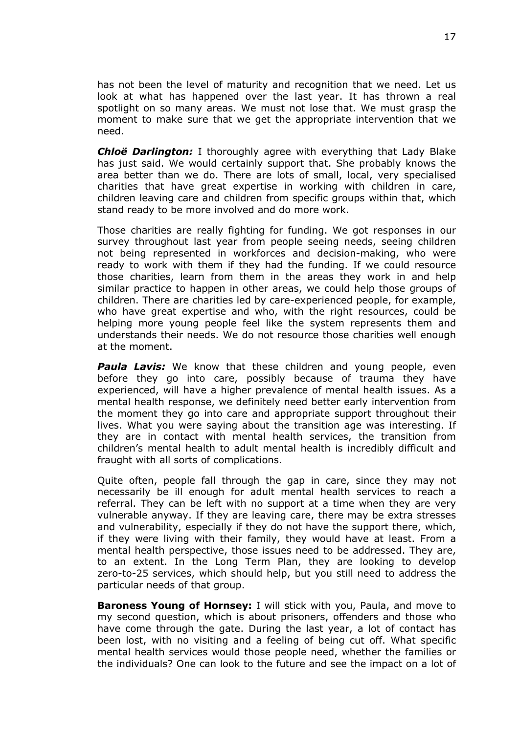has not been the level of maturity and recognition that we need. Let us look at what has happened over the last year. It has thrown a real spotlight on so many areas. We must not lose that. We must grasp the moment to make sure that we get the appropriate intervention that we need.

***Chloë Darlington:*** I thoroughly agree with everything that Lady Blake has just said. We would certainly support that. She probably knows the area better than we do. There are lots of small, local, very specialised charities that have great expertise in working with children in care, children leaving care and children from specific groups within that, which stand ready to be more involved and do more work.

Those charities are really fighting for funding. We got responses in our survey throughout last year from people seeing needs, seeing children not being represented in workforces and decision-making, who were ready to work with them if they had the funding. If we could resource those charities, learn from them in the areas they work in and help similar practice to happen in other areas, we could help those groups of children. There are charities led by care-experienced people, for example, who have great expertise and who, with the right resources, could be helping more young people feel like the system represents them and understands their needs. We do not resource those charities well enough at the moment.

***Paula Lavis:*** We know that these children and young people, even before they go into care, possibly because of trauma they have experienced, will have a higher prevalence of mental health issues. As a mental health response, we definitely need better early intervention from the moment they go into care and appropriate support throughout their lives. What you were saying about the transition age was interesting. If they are in contact with mental health services, the transition from children's mental health to adult mental health is incredibly difficult and fraught with all sorts of complications.

Quite often, people fall through the gap in care, since they may not necessarily be ill enough for adult mental health services to reach a referral. They can be left with no support at a time when they are very vulnerable anyway. If they are leaving care, there may be extra stresses and vulnerability, especially if they do not have the support there, which, if they were living with their family, they would have at least. From a mental health perspective, those issues need to be addressed. They are, to an extent. In the Long Term Plan, they are looking to develop zero-to-25 services, which should help, but you still need to address the particular needs of that group.

**Baroness Young of Hornsey:** I will stick with you, Paula, and move to my second question, which is about prisoners, offenders and those who have come through the gate. During the last year, a lot of contact has been lost, with no visiting and a feeling of being cut off. What specific mental health services would those people need, whether the families or the individuals? One can look to the future and see the impact on a lot of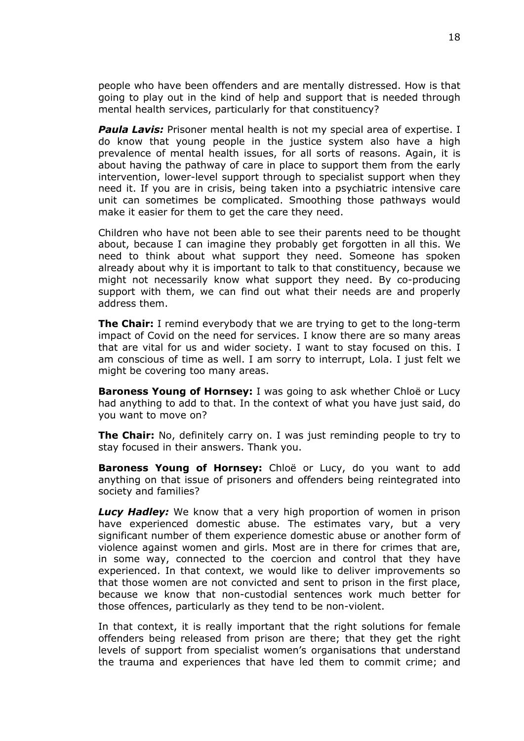people who have been offenders and are mentally distressed. How is that going to play out in the kind of help and support that is needed through mental health services, particularly for that constituency?

***Paula Lavis:*** Prisoner mental health is not my special area of expertise. I do know that young people in the justice system also have a high prevalence of mental health issues, for all sorts of reasons. Again, it is about having the pathway of care in place to support them from the early intervention, lower-level support through to specialist support when they need it. If you are in crisis, being taken into a psychiatric intensive care unit can sometimes be complicated. Smoothing those pathways would make it easier for them to get the care they need.

Children who have not been able to see their parents need to be thought about, because I can imagine they probably get forgotten in all this. We need to think about what support they need. Someone has spoken already about why it is important to talk to that constituency, because we might not necessarily know what support they need. By co-producing support with them, we can find out what their needs are and properly address them.

**The Chair:** I remind everybody that we are trying to get to the long-term impact of Covid on the need for services. I know there are so many areas that are vital for us and wider society. I want to stay focused on this. I am conscious of time as well. I am sorry to interrupt, Lola. I just felt we might be covering too many areas.

**Baroness Young of Hornsey:** I was going to ask whether Chloë or Lucy had anything to add to that. In the context of what you have just said, do you want to move on?

**The Chair:** No, definitely carry on. I was just reminding people to try to stay focused in their answers. Thank you.

**Baroness Young of Hornsey:** Chloë or Lucy, do you want to add anything on that issue of prisoners and offenders being reintegrated into society and families?

***Lucy Hadley:*** We know that a very high proportion of women in prison have experienced domestic abuse. The estimates vary, but a very significant number of them experience domestic abuse or another form of violence against women and girls. Most are in there for crimes that are, in some way, connected to the coercion and control that they have experienced. In that context, we would like to deliver improvements so that those women are not convicted and sent to prison in the first place, because we know that non-custodial sentences work much better for those offences, particularly as they tend to be non-violent.

In that context, it is really important that the right solutions for female offenders being released from prison are there; that they get the right levels of support from specialist women's organisations that understand the trauma and experiences that have led them to commit crime; and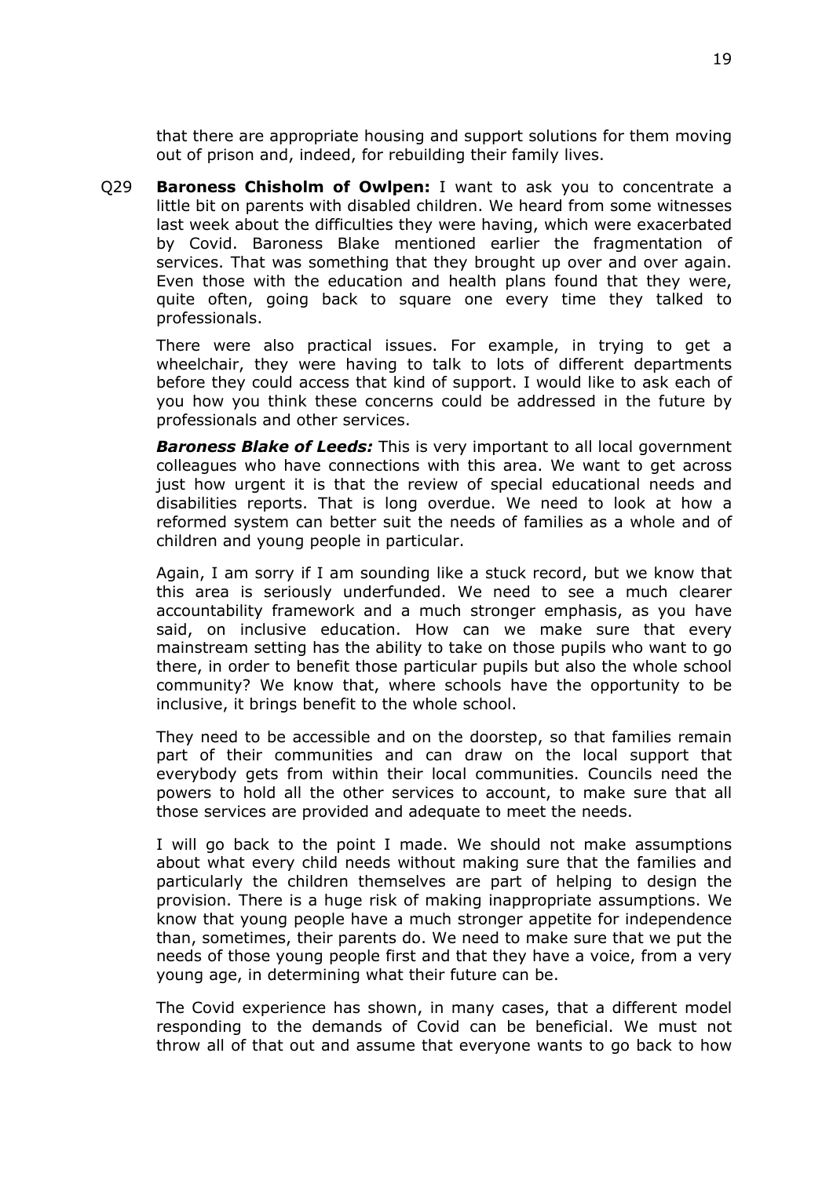that there are appropriate housing and support solutions for them moving out of prison and, indeed, for rebuilding their family lives.

Q29 **Baroness Chisholm of Owlpen:** I want to ask you to concentrate a little bit on parents with disabled children. We heard from some witnesses last week about the difficulties they were having, which were exacerbated by Covid. Baroness Blake mentioned earlier the fragmentation of services. That was something that they brought up over and over again. Even those with the education and health plans found that they were, quite often, going back to square one every time they talked to professionals.

There were also practical issues. For example, in trying to get a wheelchair, they were having to talk to lots of different departments before they could access that kind of support. I would like to ask each of you how you think these concerns could be addressed in the future by professionals and other services.

***Baroness Blake of Leeds:*** This is very important to all local government colleagues who have connections with this area. We want to get across just how urgent it is that the review of special educational needs and disabilities reports. That is long overdue. We need to look at how a reformed system can better suit the needs of families as a whole and of children and young people in particular.

Again, I am sorry if I am sounding like a stuck record, but we know that this area is seriously underfunded. We need to see a much clearer accountability framework and a much stronger emphasis, as you have said, on inclusive education. How can we make sure that every mainstream setting has the ability to take on those pupils who want to go there, in order to benefit those particular pupils but also the whole school community? We know that, where schools have the opportunity to be inclusive, it brings benefit to the whole school.

They need to be accessible and on the doorstep, so that families remain part of their communities and can draw on the local support that everybody gets from within their local communities. Councils need the powers to hold all the other services to account, to make sure that all those services are provided and adequate to meet the needs.

I will go back to the point I made. We should not make assumptions about what every child needs without making sure that the families and particularly the children themselves are part of helping to design the provision. There is a huge risk of making inappropriate assumptions. We know that young people have a much stronger appetite for independence than, sometimes, their parents do. We need to make sure that we put the needs of those young people first and that they have a voice, from a very young age, in determining what their future can be.

The Covid experience has shown, in many cases, that a different model responding to the demands of Covid can be beneficial. We must not throw all of that out and assume that everyone wants to go back to how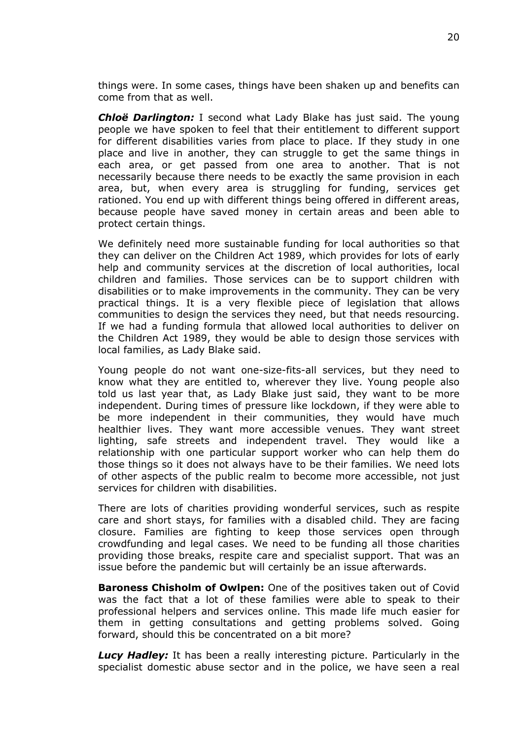things were. In some cases, things have been shaken up and benefits can come from that as well.

***Chloë Darlington:*** I second what Lady Blake has just said. The young people we have spoken to feel that their entitlement to different support for different disabilities varies from place to place. If they study in one place and live in another, they can struggle to get the same things in each area, or get passed from one area to another. That is not necessarily because there needs to be exactly the same provision in each area, but, when every area is struggling for funding, services get rationed. You end up with different things being offered in different areas, because people have saved money in certain areas and been able to protect certain things.

We definitely need more sustainable funding for local authorities so that they can deliver on the Children Act 1989, which provides for lots of early help and community services at the discretion of local authorities, local children and families. Those services can be to support children with disabilities or to make improvements in the community. They can be very practical things. It is a very flexible piece of legislation that allows communities to design the services they need, but that needs resourcing. If we had a funding formula that allowed local authorities to deliver on the Children Act 1989, they would be able to design those services with local families, as Lady Blake said.

Young people do not want one-size-fits-all services, but they need to know what they are entitled to, wherever they live. Young people also told us last year that, as Lady Blake just said, they want to be more independent. During times of pressure like lockdown, if they were able to be more independent in their communities, they would have much healthier lives. They want more accessible venues. They want street lighting, safe streets and independent travel. They would like a relationship with one particular support worker who can help them do those things so it does not always have to be their families. We need lots of other aspects of the public realm to become more accessible, not just services for children with disabilities.

There are lots of charities providing wonderful services, such as respite care and short stays, for families with a disabled child. They are facing closure. Families are fighting to keep those services open through crowdfunding and legal cases. We need to be funding all those charities providing those breaks, respite care and specialist support. That was an issue before the pandemic but will certainly be an issue afterwards.

**Baroness Chisholm of Owlpen:** One of the positives taken out of Covid was the fact that a lot of these families were able to speak to their professional helpers and services online. This made life much easier for them in getting consultations and getting problems solved. Going forward, should this be concentrated on a bit more?

***Lucy Hadley:*** It has been a really interesting picture. Particularly in the specialist domestic abuse sector and in the police, we have seen a real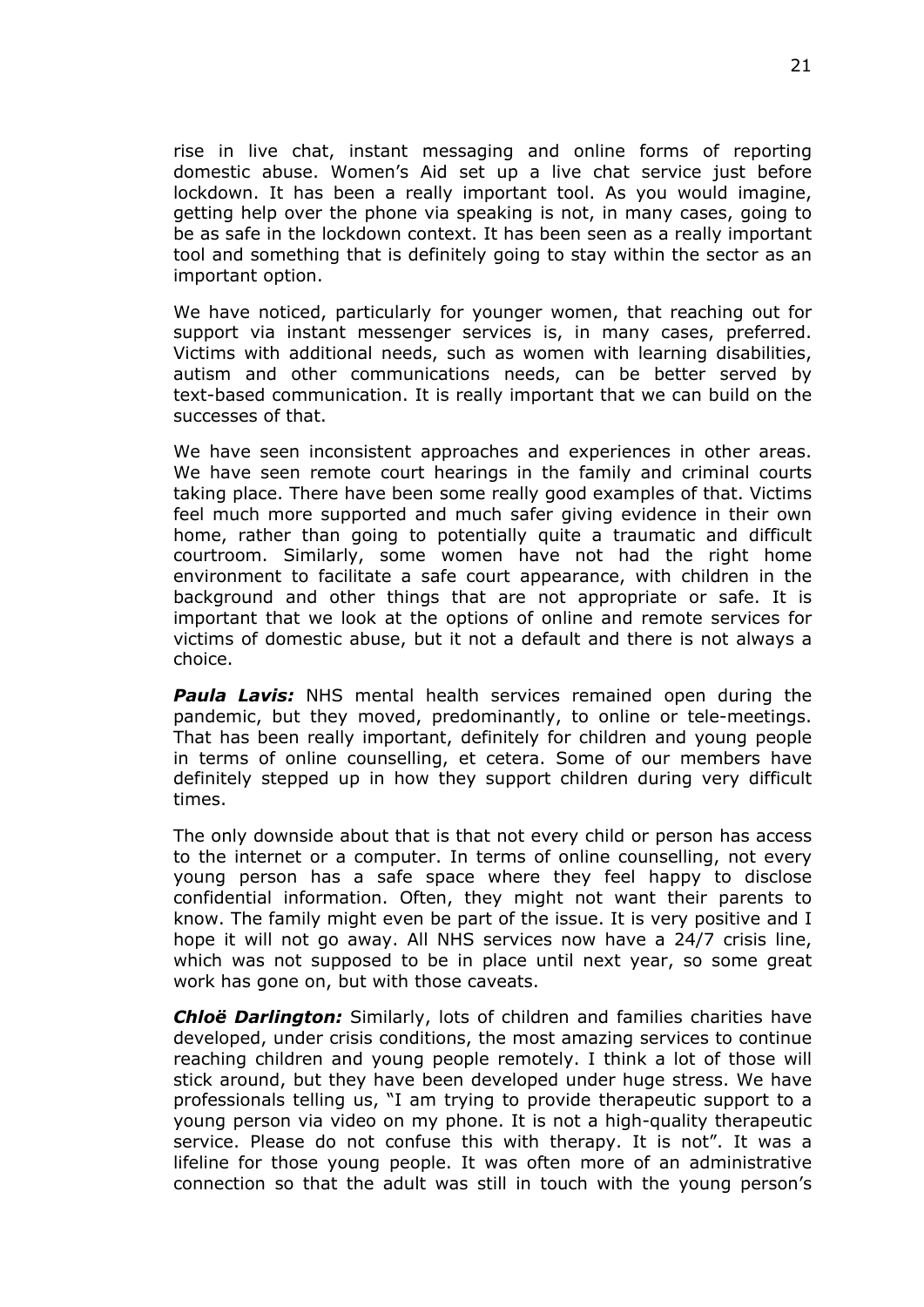rise in live chat, instant messaging and online forms of reporting domestic abuse. Women's Aid set up a live chat service just before lockdown. It has been a really important tool. As you would imagine, getting help over the phone via speaking is not, in many cases, going to be as safe in the lockdown context. It has been seen as a really important tool and something that is definitely going to stay within the sector as an important option.

We have noticed, particularly for younger women, that reaching out for support via instant messenger services is, in many cases, preferred. Victims with additional needs, such as women with learning disabilities, autism and other communications needs, can be better served by text-based communication. It is really important that we can build on the successes of that.

We have seen inconsistent approaches and experiences in other areas. We have seen remote court hearings in the family and criminal courts taking place. There have been some really good examples of that. Victims feel much more supported and much safer giving evidence in their own home, rather than going to potentially quite a traumatic and difficult courtroom. Similarly, some women have not had the right home environment to facilitate a safe court appearance, with children in the background and other things that are not appropriate or safe. It is important that we look at the options of online and remote services for victims of domestic abuse, but it not a default and there is not always a choice.

***Paula Lavis:*** NHS mental health services remained open during the pandemic, but they moved, predominantly, to online or tele-meetings. That has been really important, definitely for children and young people in terms of online counselling, et cetera. Some of our members have definitely stepped up in how they support children during very difficult times.

The only downside about that is that not every child or person has access to the internet or a computer. In terms of online counselling, not every young person has a safe space where they feel happy to disclose confidential information. Often, they might not want their parents to know. The family might even be part of the issue. It is very positive and I hope it will not go away. All NHS services now have a 24/7 crisis line, which was not supposed to be in place until next year, so some great work has gone on, but with those caveats.

***Chloë Darlington:*** Similarly, lots of children and families charities have developed, under crisis conditions, the most amazing services to continue reaching children and young people remotely. I think a lot of those will stick around, but they have been developed under huge stress. We have professionals telling us, "I am trying to provide therapeutic support to a young person via video on my phone. It is not a high-quality therapeutic service. Please do not confuse this with therapy. It is not". It was a lifeline for those young people. It was often more of an administrative connection so that the adult was still in touch with the young person's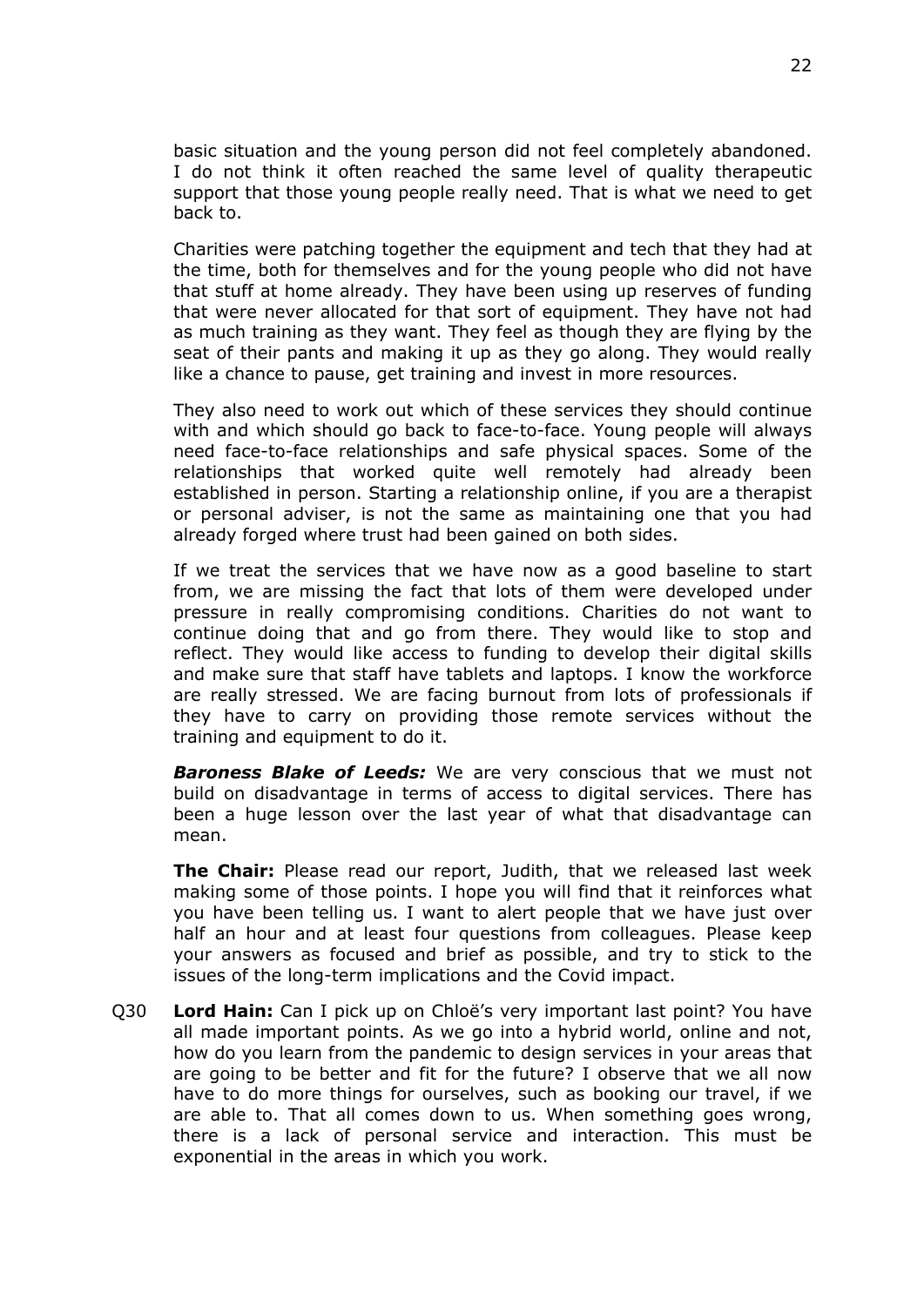basic situation and the young person did not feel completely abandoned. I do not think it often reached the same level of quality therapeutic support that those young people really need. That is what we need to get back to.

Charities were patching together the equipment and tech that they had at the time, both for themselves and for the young people who did not have that stuff at home already. They have been using up reserves of funding that were never allocated for that sort of equipment. They have not had as much training as they want. They feel as though they are flying by the seat of their pants and making it up as they go along. They would really like a chance to pause, get training and invest in more resources.

They also need to work out which of these services they should continue with and which should go back to face-to-face. Young people will always need face-to-face relationships and safe physical spaces. Some of the relationships that worked quite well remotely had already been established in person. Starting a relationship online, if you are a therapist or personal adviser, is not the same as maintaining one that you had already forged where trust had been gained on both sides.

If we treat the services that we have now as a good baseline to start from, we are missing the fact that lots of them were developed under pressure in really compromising conditions. Charities do not want to continue doing that and go from there. They would like to stop and reflect. They would like access to funding to develop their digital skills and make sure that staff have tablets and laptops. I know the workforce are really stressed. We are facing burnout from lots of professionals if they have to carry on providing those remote services without the training and equipment to do it.

***Baroness Blake of Leeds:*** We are very conscious that we must not build on disadvantage in terms of access to digital services. There has been a huge lesson over the last year of what that disadvantage can mean.

**The Chair:** Please read our report, Judith, that we released last week making some of those points. I hope you will find that it reinforces what you have been telling us. I want to alert people that we have just over half an hour and at least four questions from colleagues. Please keep your answers as focused and brief as possible, and try to stick to the issues of the long-term implications and the Covid impact.

Q30 **Lord Hain:** Can I pick up on Chloë's very important last point? You have all made important points. As we go into a hybrid world, online and not, how do you learn from the pandemic to design services in your areas that are going to be better and fit for the future? I observe that we all now have to do more things for ourselves, such as booking our travel, if we are able to. That all comes down to us. When something goes wrong, there is a lack of personal service and interaction. This must be exponential in the areas in which you work.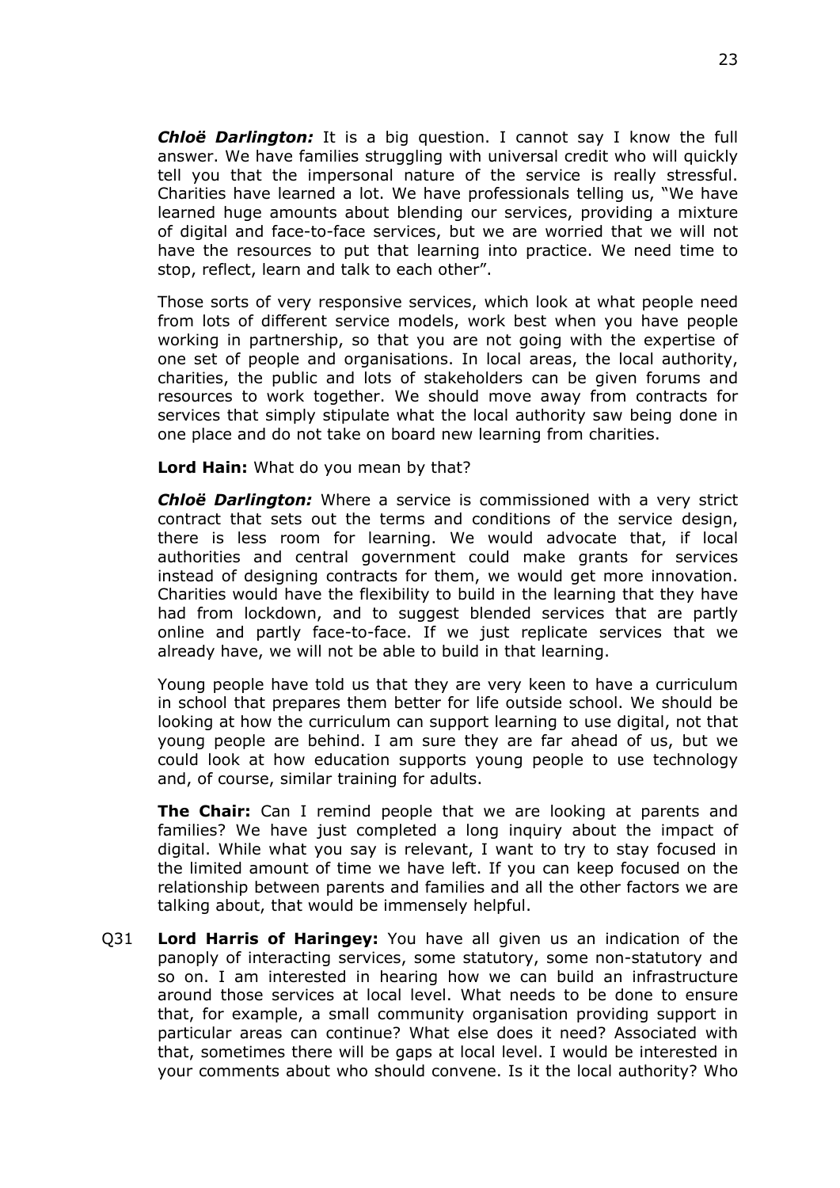***Chloë Darlington:*** It is a big question. I cannot say I know the full answer. We have families struggling with universal credit who will quickly tell you that the impersonal nature of the service is really stressful. Charities have learned a lot. We have professionals telling us, "We have learned huge amounts about blending our services, providing a mixture of digital and face-to-face services, but we are worried that we will not have the resources to put that learning into practice. We need time to stop, reflect, learn and talk to each other".

Those sorts of very responsive services, which look at what people need from lots of different service models, work best when you have people working in partnership, so that you are not going with the expertise of one set of people and organisations. In local areas, the local authority, charities, the public and lots of stakeholders can be given forums and resources to work together. We should move away from contracts for services that simply stipulate what the local authority saw being done in one place and do not take on board new learning from charities.

**Lord Hain:** What do you mean by that?

***Chloë Darlington:*** Where a service is commissioned with a very strict contract that sets out the terms and conditions of the service design, there is less room for learning. We would advocate that, if local authorities and central government could make grants for services instead of designing contracts for them, we would get more innovation. Charities would have the flexibility to build in the learning that they have had from lockdown, and to suggest blended services that are partly online and partly face-to-face. If we just replicate services that we already have, we will not be able to build in that learning.

Young people have told us that they are very keen to have a curriculum in school that prepares them better for life outside school. We should be looking at how the curriculum can support learning to use digital, not that young people are behind. I am sure they are far ahead of us, but we could look at how education supports young people to use technology and, of course, similar training for adults.

**The Chair:** Can I remind people that we are looking at parents and families? We have just completed a long inquiry about the impact of digital. While what you say is relevant, I want to try to stay focused in the limited amount of time we have left. If you can keep focused on the relationship between parents and families and all the other factors we are talking about, that would be immensely helpful.

Q31 **Lord Harris of Haringey:** You have all given us an indication of the panoply of interacting services, some statutory, some non-statutory and so on. I am interested in hearing how we can build an infrastructure around those services at local level. What needs to be done to ensure that, for example, a small community organisation providing support in particular areas can continue? What else does it need? Associated with that, sometimes there will be gaps at local level. I would be interested in your comments about who should convene. Is it the local authority? Who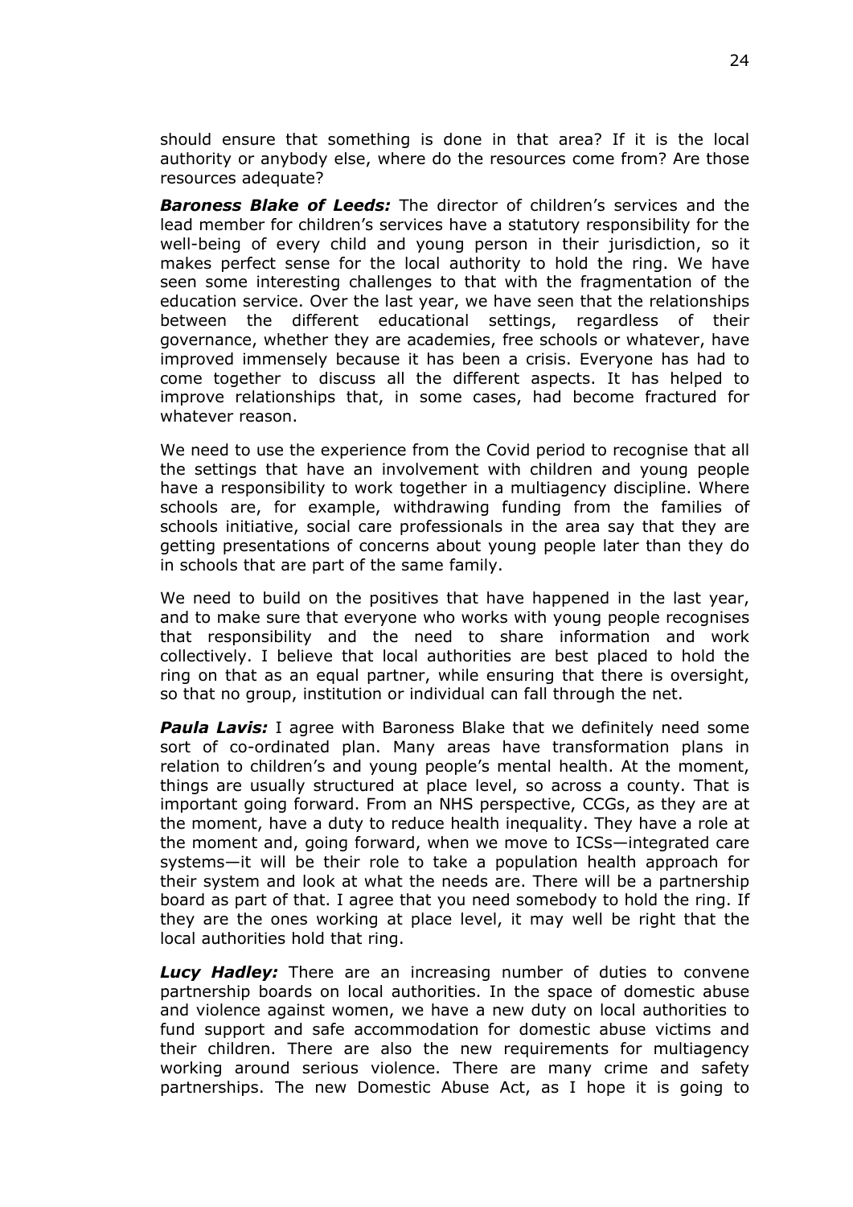should ensure that something is done in that area? If it is the local authority or anybody else, where do the resources come from? Are those resources adequate?

***Baroness Blake of Leeds:*** The director of children's services and the lead member for children's services have a statutory responsibility for the well-being of every child and young person in their jurisdiction, so it makes perfect sense for the local authority to hold the ring. We have seen some interesting challenges to that with the fragmentation of the education service. Over the last year, we have seen that the relationships between the different educational settings, regardless of their governance, whether they are academies, free schools or whatever, have improved immensely because it has been a crisis. Everyone has had to come together to discuss all the different aspects. It has helped to improve relationships that, in some cases, had become fractured for whatever reason.

We need to use the experience from the Covid period to recognise that all the settings that have an involvement with children and young people have a responsibility to work together in a multiagency discipline. Where schools are, for example, withdrawing funding from the families of schools initiative, social care professionals in the area say that they are getting presentations of concerns about young people later than they do in schools that are part of the same family.

We need to build on the positives that have happened in the last year, and to make sure that everyone who works with young people recognises that responsibility and the need to share information and work collectively. I believe that local authorities are best placed to hold the ring on that as an equal partner, while ensuring that there is oversight, so that no group, institution or individual can fall through the net.

***Paula Lavis:*** I agree with Baroness Blake that we definitely need some sort of co-ordinated plan. Many areas have transformation plans in relation to children's and young people's mental health. At the moment, things are usually structured at place level, so across a county. That is important going forward. From an NHS perspective, CCGs, as they are at the moment, have a duty to reduce health inequality. They have a role at the moment and, going forward, when we move to ICSs—integrated care systems—it will be their role to take a population health approach for their system and look at what the needs are. There will be a partnership board as part of that. I agree that you need somebody to hold the ring. If they are the ones working at place level, it may well be right that the local authorities hold that ring.

***Lucy Hadley:*** There are an increasing number of duties to convene partnership boards on local authorities. In the space of domestic abuse and violence against women, we have a new duty on local authorities to fund support and safe accommodation for domestic abuse victims and their children. There are also the new requirements for multiagency working around serious violence. There are many crime and safety partnerships. The new Domestic Abuse Act, as I hope it is going to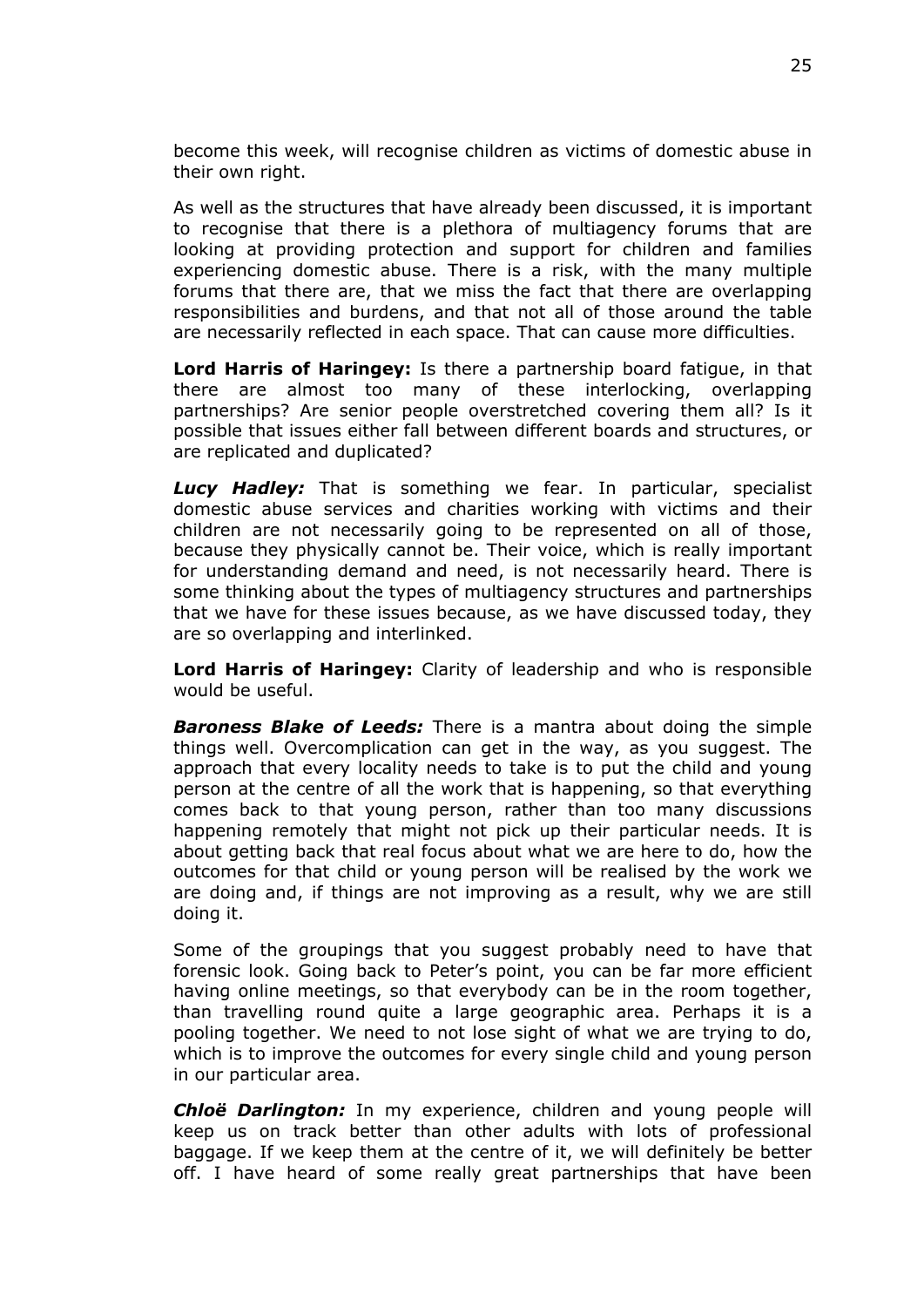become this week, will recognise children as victims of domestic abuse in their own right.

As well as the structures that have already been discussed, it is important to recognise that there is a plethora of multiagency forums that are looking at providing protection and support for children and families experiencing domestic abuse. There is a risk, with the many multiple forums that there are, that we miss the fact that there are overlapping responsibilities and burdens, and that not all of those around the table are necessarily reflected in each space. That can cause more difficulties.

**Lord Harris of Haringey:** Is there a partnership board fatigue, in that there are almost too many of these interlocking, overlapping partnerships? Are senior people overstretched covering them all? Is it possible that issues either fall between different boards and structures, or are replicated and duplicated?

***Lucy Hadley:*** That is something we fear. In particular, specialist domestic abuse services and charities working with victims and their children are not necessarily going to be represented on all of those, because they physically cannot be. Their voice, which is really important for understanding demand and need, is not necessarily heard. There is some thinking about the types of multiagency structures and partnerships that we have for these issues because, as we have discussed today, they are so overlapping and interlinked.

**Lord Harris of Haringey:** Clarity of leadership and who is responsible would be useful.

***Baroness Blake of Leeds:*** There is a mantra about doing the simple things well. Overcomplication can get in the way, as you suggest. The approach that every locality needs to take is to put the child and young person at the centre of all the work that is happening, so that everything comes back to that young person, rather than too many discussions happening remotely that might not pick up their particular needs. It is about getting back that real focus about what we are here to do, how the outcomes for that child or young person will be realised by the work we are doing and, if things are not improving as a result, why we are still doing it.

Some of the groupings that you suggest probably need to have that forensic look. Going back to Peter's point, you can be far more efficient having online meetings, so that everybody can be in the room together, than travelling round quite a large geographic area. Perhaps it is a pooling together. We need to not lose sight of what we are trying to do, which is to improve the outcomes for every single child and young person in our particular area.

***Chloë Darlington:*** In my experience, children and young people will keep us on track better than other adults with lots of professional baggage. If we keep them at the centre of it, we will definitely be better off. I have heard of some really great partnerships that have been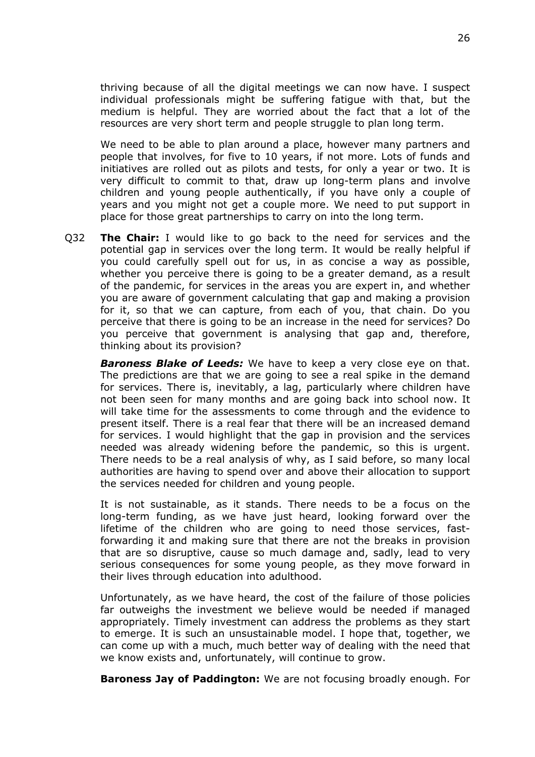thriving because of all the digital meetings we can now have. I suspect individual professionals might be suffering fatigue with that, but the medium is helpful. They are worried about the fact that a lot of the resources are very short term and people struggle to plan long term.

We need to be able to plan around a place, however many partners and people that involves, for five to 10 years, if not more. Lots of funds and initiatives are rolled out as pilots and tests, for only a year or two. It is very difficult to commit to that, draw up long-term plans and involve children and young people authentically, if you have only a couple of years and you might not get a couple more. We need to put support in place for those great partnerships to carry on into the long term.

Q32 **The Chair:** I would like to go back to the need for services and the potential gap in services over the long term. It would be really helpful if you could carefully spell out for us, in as concise a way as possible, whether you perceive there is going to be a greater demand, as a result of the pandemic, for services in the areas you are expert in, and whether you are aware of government calculating that gap and making a provision for it, so that we can capture, from each of you, that chain. Do you perceive that there is going to be an increase in the need for services? Do you perceive that government is analysing that gap and, therefore, thinking about its provision?

***Baroness Blake of Leeds:*** We have to keep a very close eye on that. The predictions are that we are going to see a real spike in the demand for services. There is, inevitably, a lag, particularly where children have not been seen for many months and are going back into school now. It will take time for the assessments to come through and the evidence to present itself. There is a real fear that there will be an increased demand for services. I would highlight that the gap in provision and the services needed was already widening before the pandemic, so this is urgent. There needs to be a real analysis of why, as I said before, so many local authorities are having to spend over and above their allocation to support the services needed for children and young people.

It is not sustainable, as it stands. There needs to be a focus on the long-term funding, as we have just heard, looking forward over the lifetime of the children who are going to need those services, fast-forwarding it and making sure that there are not the breaks in provision that are so disruptive, cause so much damage and, sadly, lead to very serious consequences for some young people, as they move forward in their lives through education into adulthood.

Unfortunately, as we have heard, the cost of the failure of those policies far outweighs the investment we believe would be needed if managed appropriately. Timely investment can address the problems as they start to emerge. It is such an unsustainable model. I hope that, together, we can come up with a much, much better way of dealing with the need that we know exists and, unfortunately, will continue to grow.

**Baroness Jay of Paddington:** We are not focusing broadly enough. For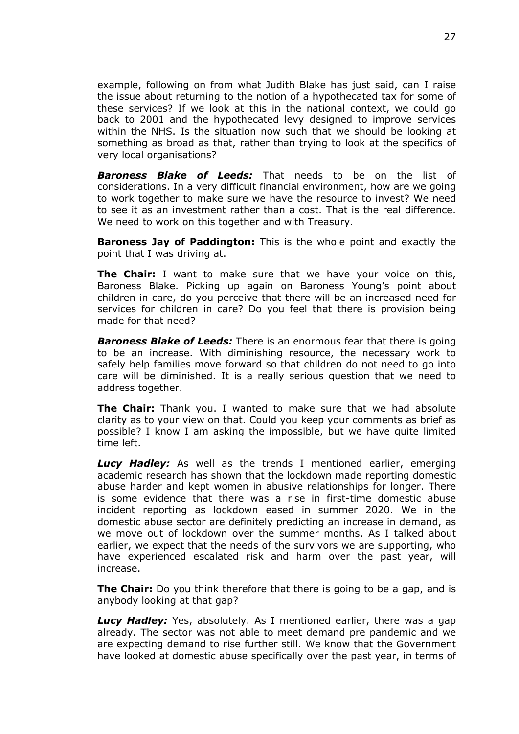example, following on from what Judith Blake has just said, can I raise the issue about returning to the notion of a hypothecated tax for some of these services? If we look at this in the national context, we could go back to 2001 and the hypothecated levy designed to improve services within the NHS. Is the situation now such that we should be looking at something as broad as that, rather than trying to look at the specifics of very local organisations?

***Baroness Blake of Leeds:*** That needs to be on the list of considerations. In a very difficult financial environment, how are we going to work together to make sure we have the resource to invest? We need to see it as an investment rather than a cost. That is the real difference. We need to work on this together and with Treasury.

**Baroness Jay of Paddington:** This is the whole point and exactly the point that I was driving at.

**The Chair:** I want to make sure that we have your voice on this, Baroness Blake. Picking up again on Baroness Young's point about children in care, do you perceive that there will be an increased need for services for children in care? Do you feel that there is provision being made for that need?

***Baroness Blake of Leeds:*** There is an enormous fear that there is going to be an increase. With diminishing resource, the necessary work to safely help families move forward so that children do not need to go into care will be diminished. It is a really serious question that we need to address together.

**The Chair:** Thank you. I wanted to make sure that we had absolute clarity as to your view on that. Could you keep your comments as brief as possible? I know I am asking the impossible, but we have quite limited time left.

***Lucy Hadley:*** As well as the trends I mentioned earlier, emerging academic research has shown that the lockdown made reporting domestic abuse harder and kept women in abusive relationships for longer. There is some evidence that there was a rise in first-time domestic abuse incident reporting as lockdown eased in summer 2020. We in the domestic abuse sector are definitely predicting an increase in demand, as we move out of lockdown over the summer months. As I talked about earlier, we expect that the needs of the survivors we are supporting, who have experienced escalated risk and harm over the past year, will increase.

**The Chair:** Do you think therefore that there is going to be a gap, and is anybody looking at that gap?

***Lucy Hadley:*** Yes, absolutely. As I mentioned earlier, there was a gap already. The sector was not able to meet demand pre pandemic and we are expecting demand to rise further still. We know that the Government have looked at domestic abuse specifically over the past year, in terms of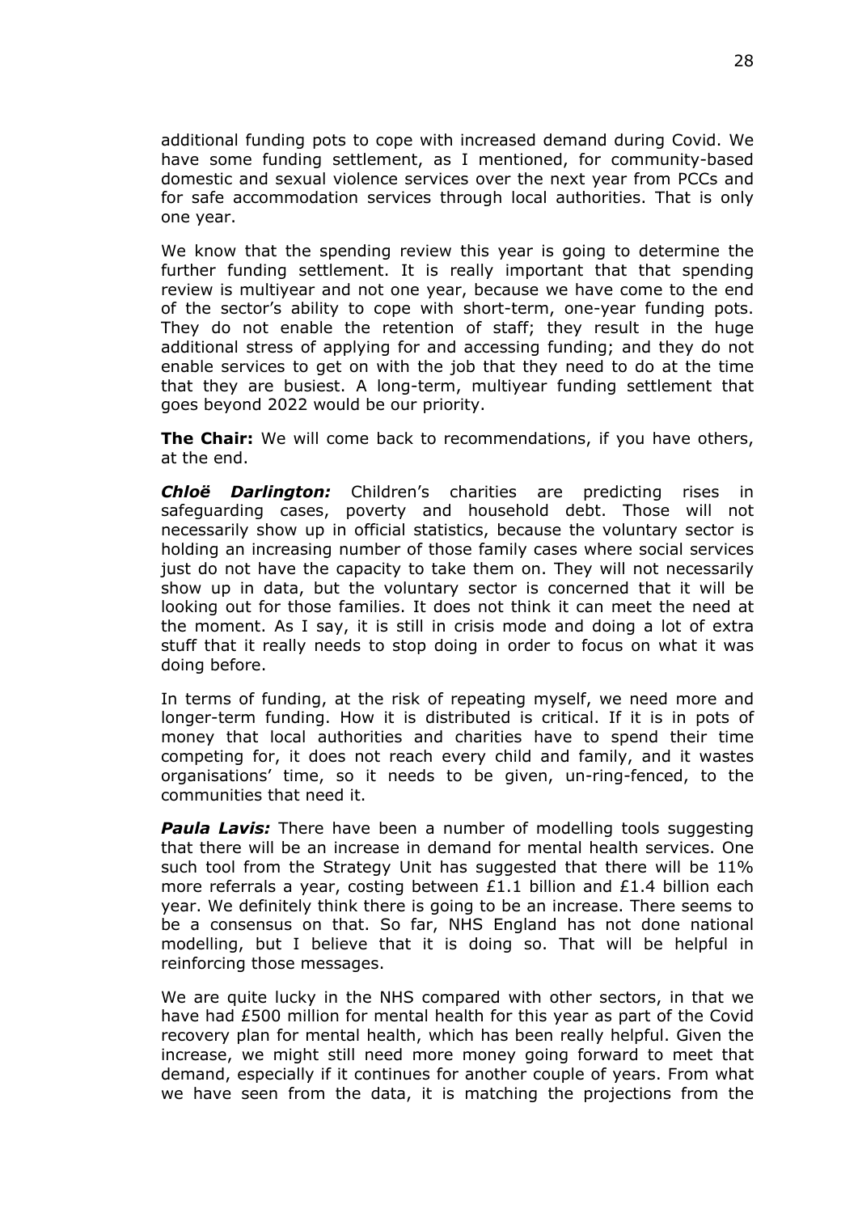additional funding pots to cope with increased demand during Covid. We have some funding settlement, as I mentioned, for community-based domestic and sexual violence services over the next year from PCCs and for safe accommodation services through local authorities. That is only one year.

We know that the spending review this year is going to determine the further funding settlement. It is really important that that spending review is multiyear and not one year, because we have come to the end of the sector's ability to cope with short-term, one-year funding pots. They do not enable the retention of staff; they result in the huge additional stress of applying for and accessing funding; and they do not enable services to get on with the job that they need to do at the time that they are busiest. A long-term, multiyear funding settlement that goes beyond 2022 would be our priority.

**The Chair:** We will come back to recommendations, if you have others, at the end.

***Chloë Darlington:*** Children's charities are predicting rises in safeguarding cases, poverty and household debt. Those will not necessarily show up in official statistics, because the voluntary sector is holding an increasing number of those family cases where social services just do not have the capacity to take them on. They will not necessarily show up in data, but the voluntary sector is concerned that it will be looking out for those families. It does not think it can meet the need at the moment. As I say, it is still in crisis mode and doing a lot of extra stuff that it really needs to stop doing in order to focus on what it was doing before.

In terms of funding, at the risk of repeating myself, we need more and longer-term funding. How it is distributed is critical. If it is in pots of money that local authorities and charities have to spend their time competing for, it does not reach every child and family, and it wastes organisations' time, so it needs to be given, un-ring-fenced, to the communities that need it.

***Paula Lavis:*** There have been a number of modelling tools suggesting that there will be an increase in demand for mental health services. One such tool from the Strategy Unit has suggested that there will be 11% more referrals a year, costing between £1.1 billion and £1.4 billion each year. We definitely think there is going to be an increase. There seems to be a consensus on that. So far, NHS England has not done national modelling, but I believe that it is doing so. That will be helpful in reinforcing those messages.

We are quite lucky in the NHS compared with other sectors, in that we have had £500 million for mental health for this year as part of the Covid recovery plan for mental health, which has been really helpful. Given the increase, we might still need more money going forward to meet that demand, especially if it continues for another couple of years. From what we have seen from the data, it is matching the projections from the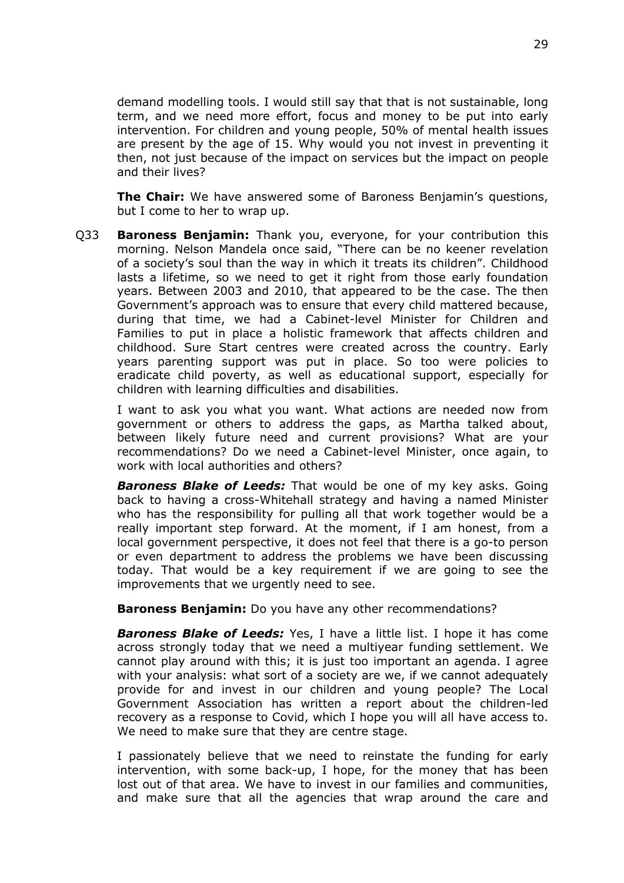demand modelling tools. I would still say that that is not sustainable, long term, and we need more effort, focus and money to be put into early intervention. For children and young people, 50% of mental health issues are present by the age of 15. Why would you not invest in preventing it then, not just because of the impact on services but the impact on people and their lives?

**The Chair:** We have answered some of Baroness Benjamin's questions, but I come to her to wrap up.

Q33 **Baroness Benjamin:** Thank you, everyone, for your contribution this morning. Nelson Mandela once said, "There can be no keener revelation of a society's soul than the way in which it treats its children". Childhood lasts a lifetime, so we need to get it right from those early foundation years. Between 2003 and 2010, that appeared to be the case. The then Government's approach was to ensure that every child mattered because, during that time, we had a Cabinet-level Minister for Children and Families to put in place a holistic framework that affects children and childhood. Sure Start centres were created across the country. Early years parenting support was put in place. So too were policies to eradicate child poverty, as well as educational support, especially for children with learning difficulties and disabilities.

I want to ask you what you want. What actions are needed now from government or others to address the gaps, as Martha talked about, between likely future need and current provisions? What are your recommendations? Do we need a Cabinet-level Minister, once again, to work with local authorities and others?

***Baroness Blake of Leeds:*** That would be one of my key asks. Going back to having a cross-Whitehall strategy and having a named Minister who has the responsibility for pulling all that work together would be a really important step forward. At the moment, if I am honest, from a local government perspective, it does not feel that there is a go-to person or even department to address the problems we have been discussing today. That would be a key requirement if we are going to see the improvements that we urgently need to see.

**Baroness Benjamin:** Do you have any other recommendations?

***Baroness Blake of Leeds:*** Yes, I have a little list. I hope it has come across strongly today that we need a multiyear funding settlement. We cannot play around with this; it is just too important an agenda. I agree with your analysis: what sort of a society are we, if we cannot adequately provide for and invest in our children and young people? The Local Government Association has written a report about the children-led recovery as a response to Covid, which I hope you will all have access to. We need to make sure that they are centre stage.

I passionately believe that we need to reinstate the funding for early intervention, with some back-up, I hope, for the money that has been lost out of that area. We have to invest in our families and communities, and make sure that all the agencies that wrap around the care and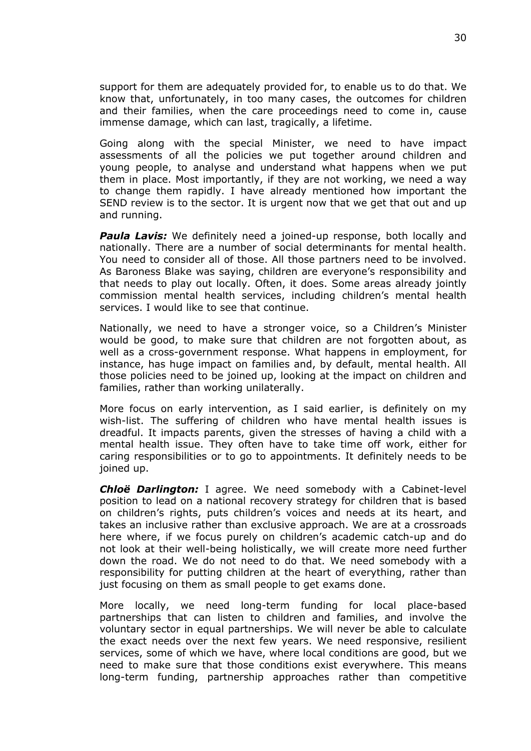support for them are adequately provided for, to enable us to do that. We know that, unfortunately, in too many cases, the outcomes for children and their families, when the care proceedings need to come in, cause immense damage, which can last, tragically, a lifetime.

Going along with the special Minister, we need to have impact assessments of all the policies we put together around children and young people, to analyse and understand what happens when we put them in place. Most importantly, if they are not working, we need a way to change them rapidly. I have already mentioned how important the SEND review is to the sector. It is urgent now that we get that out and up and running.

***Paula Lavis:*** We definitely need a joined-up response, both locally and nationally. There are a number of social determinants for mental health. You need to consider all of those. All those partners need to be involved. As Baroness Blake was saying, children are everyone's responsibility and that needs to play out locally. Often, it does. Some areas already jointly commission mental health services, including children's mental health services. I would like to see that continue.

Nationally, we need to have a stronger voice, so a Children's Minister would be good, to make sure that children are not forgotten about, as well as a cross-government response. What happens in employment, for instance, has huge impact on families and, by default, mental health. All those policies need to be joined up, looking at the impact on children and families, rather than working unilaterally.

More focus on early intervention, as I said earlier, is definitely on my wish-list. The suffering of children who have mental health issues is dreadful. It impacts parents, given the stresses of having a child with a mental health issue. They often have to take time off work, either for caring responsibilities or to go to appointments. It definitely needs to be joined up.

***Chloë Darlington:*** I agree. We need somebody with a Cabinet-level position to lead on a national recovery strategy for children that is based on children's rights, puts children's voices and needs at its heart, and takes an inclusive rather than exclusive approach. We are at a crossroads here where, if we focus purely on children's academic catch-up and do not look at their well-being holistically, we will create more need further down the road. We do not need to do that. We need somebody with a responsibility for putting children at the heart of everything, rather than just focusing on them as small people to get exams done.

More locally, we need long-term funding for local place-based partnerships that can listen to children and families, and involve the voluntary sector in equal partnerships. We will never be able to calculate the exact needs over the next few years. We need responsive, resilient services, some of which we have, where local conditions are good, but we need to make sure that those conditions exist everywhere. This means long-term funding, partnership approaches rather than competitive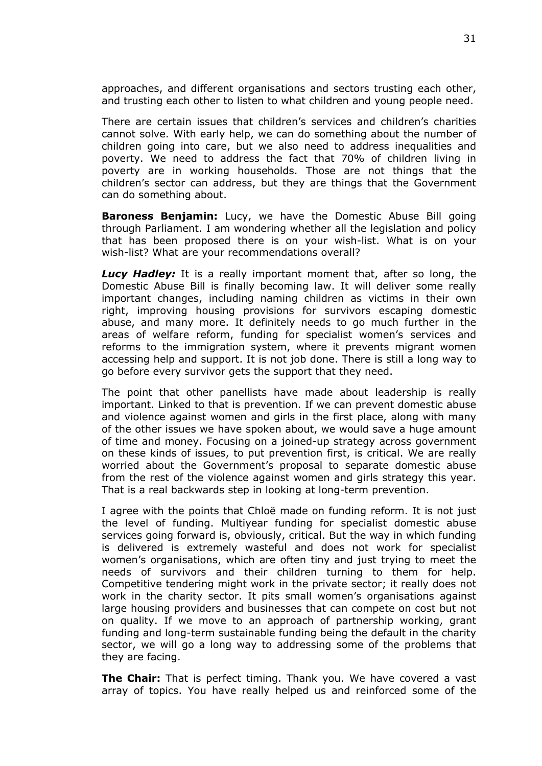approaches, and different organisations and sectors trusting each other, and trusting each other to listen to what children and young people need.

There are certain issues that children's services and children's charities cannot solve. With early help, we can do something about the number of children going into care, but we also need to address inequalities and poverty. We need to address the fact that 70% of children living in poverty are in working households. Those are not things that the children's sector can address, but they are things that the Government can do something about.

**Baroness Benjamin:** Lucy, we have the Domestic Abuse Bill going through Parliament. I am wondering whether all the legislation and policy that has been proposed there is on your wish-list. What is on your wish-list? What are your recommendations overall?

***Lucy Hadley:*** It is a really important moment that, after so long, the Domestic Abuse Bill is finally becoming law. It will deliver some really important changes, including naming children as victims in their own right, improving housing provisions for survivors escaping domestic abuse, and many more. It definitely needs to go much further in the areas of welfare reform, funding for specialist women's services and reforms to the immigration system, where it prevents migrant women accessing help and support. It is not job done. There is still a long way to go before every survivor gets the support that they need.

The point that other panellists have made about leadership is really important. Linked to that is prevention. If we can prevent domestic abuse and violence against women and girls in the first place, along with many of the other issues we have spoken about, we would save a huge amount of time and money. Focusing on a joined-up strategy across government on these kinds of issues, to put prevention first, is critical. We are really worried about the Government's proposal to separate domestic abuse from the rest of the violence against women and girls strategy this year. That is a real backwards step in looking at long-term prevention.

I agree with the points that Chloë made on funding reform. It is not just the level of funding. Multiyear funding for specialist domestic abuse services going forward is, obviously, critical. But the way in which funding is delivered is extremely wasteful and does not work for specialist women's organisations, which are often tiny and just trying to meet the needs of survivors and their children turning to them for help. Competitive tendering might work in the private sector; it really does not work in the charity sector. It pits small women's organisations against large housing providers and businesses that can compete on cost but not on quality. If we move to an approach of partnership working, grant funding and long-term sustainable funding being the default in the charity sector, we will go a long way to addressing some of the problems that they are facing.

**The Chair:** That is perfect timing. Thank you. We have covered a vast array of topics. You have really helped us and reinforced some of the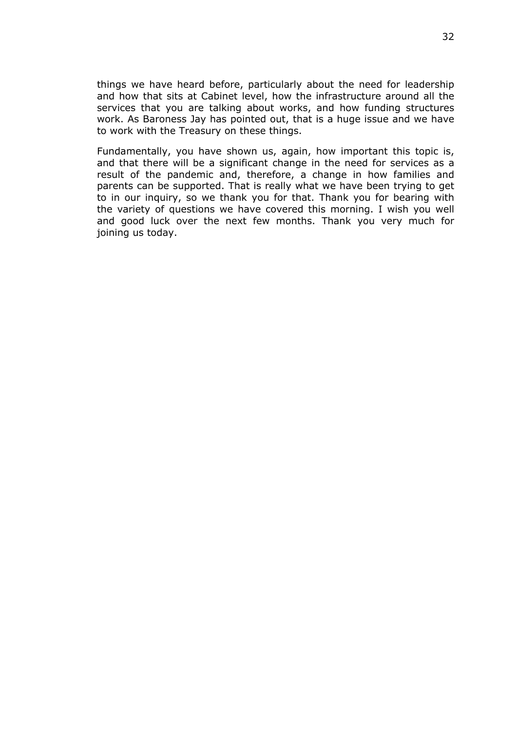things we have heard before, particularly about the need for leadership and how that sits at Cabinet level, how the infrastructure around all the services that you are talking about works, and how funding structures work. As Baroness Jay has pointed out, that is a huge issue and we have to work with the Treasury on these things.

Fundamentally, you have shown us, again, how important this topic is, and that there will be a significant change in the need for services as a result of the pandemic and, therefore, a change in how families and parents can be supported. That is really what we have been trying to get to in our inquiry, so we thank you for that. Thank you for bearing with the variety of questions we have covered this morning. I wish you well and good luck over the next few months. Thank you very much for joining us today.